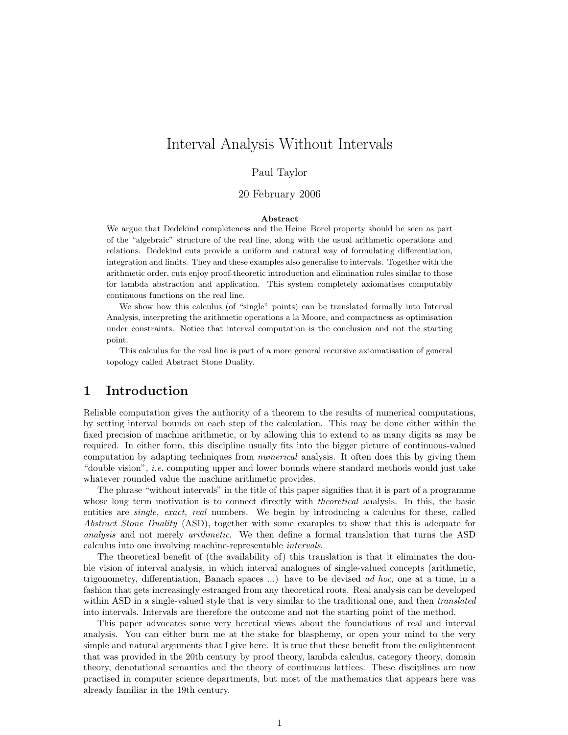# Interval Analysis Without Intervals

Paul Taylor

20 February 2006

**Abstract**

We argue that Dedekind completeness and the Heine–Borel property should be seen as part of the "algebraic" structure of the real line, along with the usual arithmetic operations and relations. Dedekind cuts provide a uniform and natural way of formulating differentiation, integration and limits. They and these examples also generalise to intervals. Together with the arithmetic order, cuts enjoy proof-theoretic introduction and elimination rules similar to those for lambda abstraction and application. This system completely axiomatises computably continuous functions on the real line.

We show how this calculus (of "single" points) can be translated formally into Interval Analysis, interpreting the arithmetic operations a la Moore, and compactness as optimisation under constraints. Notice that interval computation is the conclusion and not the starting point.

This calculus for the real line is part of a more general recursive axiomatisation of general topology called Abstract Stone Duality.

## 1 Introduction

Reliable computation gives the authority of a theorem to the results of numerical computations, by setting interval bounds on each step of the calculation. This may be done either within the fixed precision of machine arithmetic, or by allowing this to extend to as many digits as may be required. In either form, this discipline usually fits into the bigger picture of continuous-valued computation by adapting techniques from *numerical* analysis. It often does this by giving them "double vision", *i.e.* computing upper and lower bounds where standard methods would just take whatever rounded value the machine arithmetic provides.

The phrase "without intervals" in the title of this paper signifies that it is part of a programme whose long term motivation is to connect directly with *theoretical* analysis. In this, the basic entities are *single, exact, real* numbers. We begin by introducing a calculus for these, called *Abstract Stone Duality* (ASD), together with some examples to show that this is adequate for *analysis* and not merely *arithmetic*. We then define a formal translation that turns the ASD calculus into one involving machine-representable *intervals*.

The theoretical benefit of (the availability of) this translation is that it eliminates the double vision of interval analysis, in which interval analogues of single-valued concepts (arithmetic, trigonometry, differentiation, Banach spaces ...) have to be devised *ad hoc*, one at a time, in a fashion that gets increasingly estranged from any theoretical roots. Real analysis can be developed within ASD in a single-valued style that is very similar to the traditional one, and then *translated* into intervals. Intervals are therefore the outcome and not the starting point of the method.

This paper advocates some very heretical views about the foundations of real and interval analysis. You can either burn me at the stake for blasphemy, or open your mind to the very simple and natural arguments that I give here. It is true that these benefit from the enlightenment that was provided in the 20th century by proof theory, lambda calculus, category theory, domain theory, denotational semantics and the theory of continuous lattices. These disciplines are now practised in computer science departments, but most of the mathematics that appears here was already familiar in the 19th century.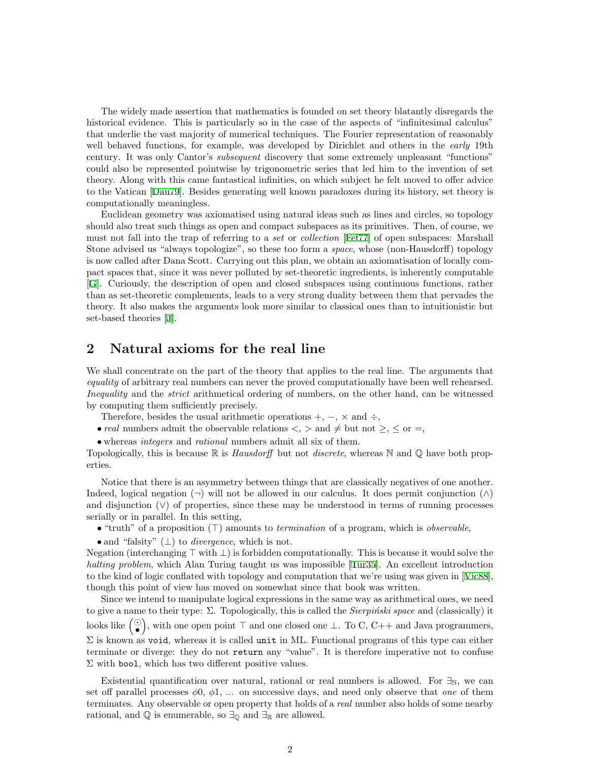The widely made assertion that mathematics is founded on set theory blatantly disregards the historical evidence. This is particularly so in the case of the aspects of "infinitesimal calculus" that underlie the vast majority of numerical techniques. The Fourier representation of reasonably well behaved functions, for example, was developed by Dirichlet and others in the *early* 19th century. It was only Cantor's *subsequent* discovery that some extremely unpleasant "functions" could also be represented pointwise by trigonometric series that led him to the invention of set theory. Along with this came fantastical infinities, on which subject he felt moved to offer advice to the Vatican [Dau79]. Besides generating well known paradoxes during its history, set theory is computationally meaningless.

Euclidean geometry was axiomatised using natural ideas such as lines and circles, so topology should also treat such things as open and compact subspaces as its primitives. Then, of course, we must not fall into the trap of referring to a *set* or *collection* [Fef77] of open subspaces: Marshall Stone advised us "always topologize", so these too form a *space*, whose (non-Hausdorff) topology is now called after Dana Scott. Carrying out this plan, we obtain an axiomatisation of locally compact spaces that, since it was never polluted by set-theoretic ingredients, is inherently computable [G]. Curiously, the description of open and closed subspaces using continuous functions, rather than as set-theoretic complements, leads to a very strong duality between them that pervades the theory. It also makes the arguments look more similar to classical ones than to intuitionistic but set-based theories [J].

## 2 Natural axioms for the real line

We shall concentrate on the part of the theory that applies to the real line. The arguments that *equality* of arbitrary real numbers can never the proved computationally have been well rehearsed. *Inequality* and the *strict* arithmetical ordering of numbers, on the other hand, can be witnessed by computing them sufficiently precisely.

Therefore, besides the usual arithmetic operations $+$, $-$, $\times$ and $\div$,

- *real* numbers admit the observable relations $<$, $>$ and $\neq$ but not $\geq$, $\leq$ or $=$,
- whereas *integers* and *rational* numbers admit all six of them.

Topologically, this is because $\mathbb{R}$ is *Hausdorff* but not *discrete*, whereas $\mathbb{N}$ and $\mathbb{Q}$ have both properties.

Notice that there is an asymmetry between things that are classically negatives of one another. Indeed, logical negation ($\neg$) will not be allowed in our calculus. It does permit conjunction ($\wedge$) and disjunction ($\vee$) of properties, since these may be understood in terms of running processes serially or in parallel. In this setting,

- "truth" of a proposition ($\top$) amounts to *termination* of a program, which is *observable*,
- and "falsity" ($\bot$) to *divergence*, which is not.

Negation (interchanging $\top$ with $\bot$) is forbidden computationally. This is because it would solve the *halting problem*, which Alan Turing taught us was impossible [Tur35]. An excellent introduction to the kind of logic conflated with topology and computation that we're using was given in [Vic88], though this point of view has moved on somewhat since that book was written.

Since we intend to manipulate logical expressions in the same way as arithmetical ones, we need to give a name to their type: $\Sigma$. Topologically, this is called the *Sierpiński space* and (classically) it looks like $\left(\begin{smallmatrix}\odot\\ \bullet\end{smallmatrix}\right)$, with one open point $\top$ and one closed one $\bot$. To C, C++ and Java programmers, $\Sigma$ is known as `void`, whereas it is called `unit` in ML. Functional programs of this type can either terminate or diverge: they do not `return` any "value". It is therefore imperative not to confuse $\Sigma$ with `bool`, which has two different positive values.

Existential quantification over natural, rational or real numbers is allowed. For $\exists_{\mathbb{N}}$, we can set off parallel processes $\phi 0$, $\phi 1$, ... on successive days, and need only observe that *one* of them terminates. Any observable or open property that holds of a *real* number also holds of some nearby rational, and $\mathbb{Q}$ is enumerable, so $\exists_{\mathbb{Q}}$ and $\exists_{\mathbb{R}}$ are allowed.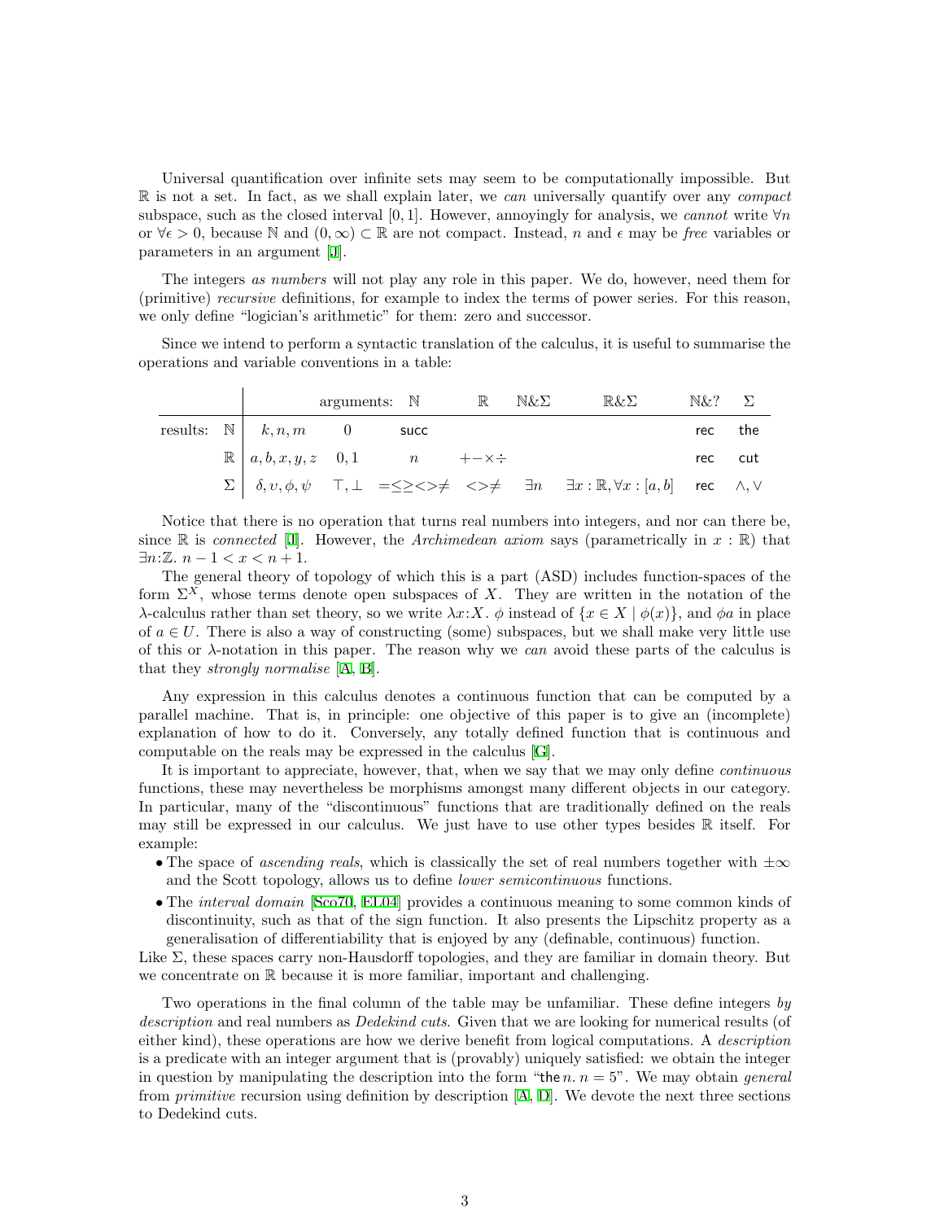Universal quantification over infinite sets may seem to be computationally impossible. But $\mathbb{R}$ is not a set. In fact, as we shall explain later, we *can* universally quantify over any *compact* subspace, such as the closed interval $[0, 1]$. However, annoyingly for analysis, we *cannot* write $\forall n$ or $\forall \epsilon > 0$, because $\mathbb{N}$ and $(0, \infty) \subset \mathbb{R}$ are not compact. Instead, $n$ and $\epsilon$ may be *free* variables or parameters in an argument [J].

The integers *as numbers* will not play any role in this paper. We do, however, need them for (primitive) *recursive* definitions, for example to index the terms of power series. For this reason, we only define "logician's arithmetic" for them: zero and successor.

Since we intend to perform a syntactic translation of the calculus, it is useful to summarise the operations and variable conventions in a table:

| | | | arguments: | $\mathbb{N}$ | $\mathbb{R}$ | $\mathbb{N}\&\Sigma$ | $\mathbb{R}\&\Sigma$ | $\mathbb{N}\&?$ | $\Sigma$ |
|---|---|---|---|---|---|---|---|---|---|
| results: | $\mathbb{N}$ | $k, n, m$ | $0$ | succ | | | | rec | the |
| | $\mathbb{R}$ | $a, b, x, y, z$ | $0, 1$ | $n$ | $+ - \times \div$ | | | rec | cut |
| | $\Sigma$ | $\delta, \upsilon, \phi, \psi$ | $\top, \bot$ | $= \leq \geq < > \neq$ | $< > \neq$ | $\exists n$ | $\exists x : \mathbb{R}, \forall x : [a, b]$ | rec | $\wedge, \vee$ |

Notice that there is no operation that turns real numbers into integers, and nor can there be, since $\mathbb{R}$ is *connected* [J]. However, the *Archimedean axiom* says (parametrically in $x : \mathbb{R}$) that $\exists n{:}\mathbb{Z}.\ n - 1 < x < n + 1$.

The general theory of topology of which this is a part (ASD) includes function-spaces of the form $\Sigma^X$, whose terms denote open subspaces of $X$. They are written in the notation of the $\lambda$-calculus rather than set theory, so we write $\lambda x{:}X.\ \phi$ instead of $\{x \in X \mid \phi(x)\}$, and $\phi a$ in place of $a \in U$. There is also a way of constructing (some) subspaces, but we shall make very little use of this or $\lambda$-notation in this paper. The reason why we *can* avoid these parts of the calculus is that they *strongly normalise* [A, B].

Any expression in this calculus denotes a continuous function that can be computed by a parallel machine. That is, in principle: one objective of this paper is to give an (incomplete) explanation of how to do it. Conversely, any totally defined function that is continuous and computable on the reals may be expressed in the calculus [G].

It is important to appreciate, however, that, when we say that we may only define *continuous* functions, these may nevertheless be morphisms amongst many different objects in our category. In particular, many of the "discontinuous" functions that are traditionally defined on the reals may still be expressed in our calculus. We just have to use other types besides $\mathbb{R}$ itself. For example:

- The space of *ascending reals*, which is classically the set of real numbers together with $\pm\infty$ and the Scott topology, allows us to define *lower semicontinuous* functions.
- The *interval domain* [Sco70, EL04] provides a continuous meaning to some common kinds of discontinuity, such as that of the sign function. It also presents the Lipschitz property as a generalisation of differentiability that is enjoyed by any (definable, continuous) function.

Like $\Sigma$, these spaces carry non-Hausdorff topologies, and they are familiar in domain theory. But we concentrate on $\mathbb{R}$ because it is more familiar, important and challenging.

Two operations in the final column of the table may be unfamiliar. These define integers *by description* and real numbers as *Dedekind cuts*. Given that we are looking for numerical results (of either kind), these operations are how we derive benefit from logical computations. A *description* is a predicate with an integer argument that is (provably) uniquely satisfied: we obtain the integer in question by manipulating the description into the form "the $n$. $n = 5$". We may obtain *general* from *primitive* recursion using definition by description [A, D]. We devote the next three sections to Dedekind cuts.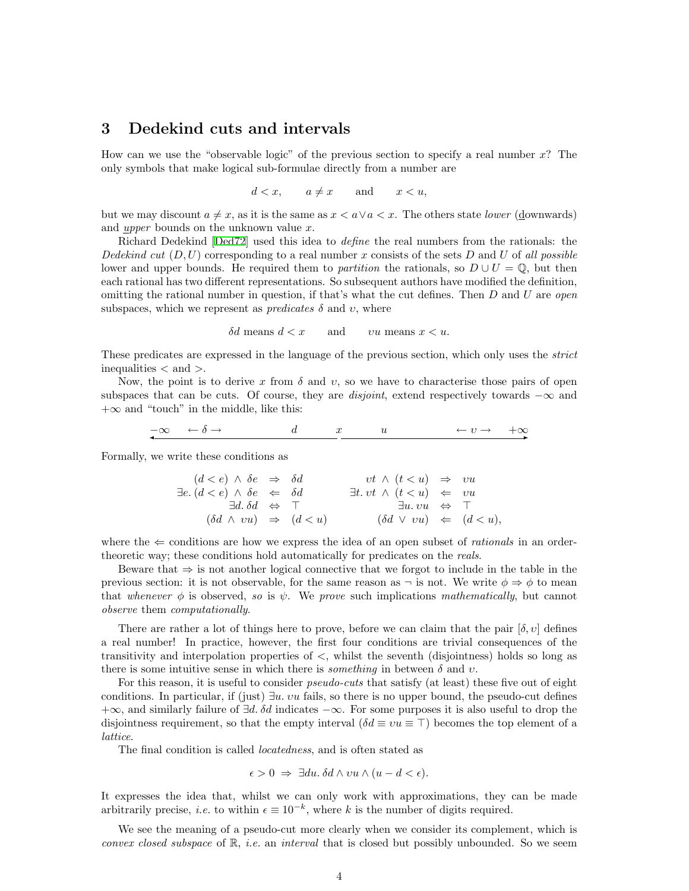## 3 Dedekind cuts and intervals

How can we use the "observable logic" of the previous section to specify a real number $x$? The only symbols that make logical sub-formulae directly from a number are

$$d < x, \qquad a \neq x \qquad \text{and} \qquad x < u,$$

but we may discount $a \neq x$, as it is the same as $x < a \vee a < x$. The others state *lower* (downwards) and *upper* bounds on the unknown value $x$.

Richard Dedekind [Ded72] used this idea to *define* the real numbers from the rationals: the *Dedekind cut* $(D, U)$ corresponding to a real number $x$ consists of the sets $D$ and $U$ of *all possible* lower and upper bounds. He required them to *partition* the rationals, so $D \cup U = \mathbb{Q}$, but then each rational has two different representations. So subsequent authors have modified the definition, omitting the rational number in question, if that's what the cut defines. Then $D$ and $U$ are *open* subspaces, which we represent as *predicates* $\delta$ and $\upsilon$, where

$$\delta d \text{ means } d < x \qquad \text{and} \qquad \upsilon u \text{ means } x < u.$$

These predicates are expressed in the language of the previous section, which only uses the *strict* inequalities $<$ and $>$.

Now, the point is to derive $x$ from $\delta$ and $\upsilon$, so we have to characterise those pairs of open subspaces that can be cuts. Of course, they are *disjoint*, extend respectively towards $-\infty$ and $+\infty$ and "touch" in the middle, like this:

$$-\infty \quad \leftarrow \delta \rightarrow \qquad\qquad d \qquad x \qquad u \qquad\qquad \leftarrow \upsilon \rightarrow \quad +\infty$$

Formally, we write these conditions as

$$\begin{array}{rcl@{\qquad}rcl}
(d < e) \wedge \delta e & \Rightarrow & \delta d & \upsilon t \wedge (t < u) & \Rightarrow & \upsilon u \\
\exists e.\, (d < e) \wedge \delta e & \Leftarrow & \delta d & \exists t.\, \upsilon t \wedge (t < u) & \Leftarrow & \upsilon u \\
\exists d.\, \delta d & \Leftrightarrow & \top & \exists u.\, \upsilon u & \Leftrightarrow & \top \\
(\delta d \wedge \upsilon u) & \Rightarrow & (d < u) & (\delta d \vee \upsilon u) & \Leftarrow & (d < u),
\end{array}$$

where the $\Leftarrow$ conditions are how we express the idea of an open subset of *rationals* in an order-theoretic way; these conditions hold automatically for predicates on the *reals*.

Beware that $\Rightarrow$ is not another logical connective that we forgot to include in the table in the previous section: it is not observable, for the same reason as $\neg$ is not. We write $\phi \Rightarrow \phi$ to mean that *whenever* $\phi$ is observed, *so* is $\psi$. We *prove* such implications *mathematically*, but cannot *observe* them *computationally*.

There are rather a lot of things here to prove, before we can claim that the pair $[\delta, \upsilon]$ defines a real number! In practice, however, the first four conditions are trivial consequences of the transitivity and interpolation properties of $<$, whilst the seventh (disjointness) holds so long as there is some intuitive sense in which there is *something* in between $\delta$ and $\upsilon$.

For this reason, it is useful to consider *pseudo-cuts* that satisfy (at least) these five out of eight conditions. In particular, if (just) $\exists u.\, \upsilon u$ fails, so there is no upper bound, the pseudo-cut defines $+\infty$, and similarly failure of $\exists d.\, \delta d$ indicates $-\infty$. For some purposes it is also useful to drop the disjointness requirement, so that the empty interval ($\delta d \equiv \upsilon u \equiv \top$) becomes the top element of a *lattice*.

The final condition is called *locatedness*, and is often stated as

$$\epsilon > 0 \;\Rightarrow\; \exists du.\, \delta d \wedge \upsilon u \wedge (u - d < \epsilon).$$

It expresses the idea that, whilst we can only work with approximations, they can be made arbitrarily precise, *i.e.* to within $\epsilon \equiv 10^{-k}$, where $k$ is the number of digits required.

We see the meaning of a pseudo-cut more clearly when we consider its complement, which is *convex closed subspace* of $\mathbb{R}$, *i.e.* an *interval* that is closed but possibly unbounded. So we seem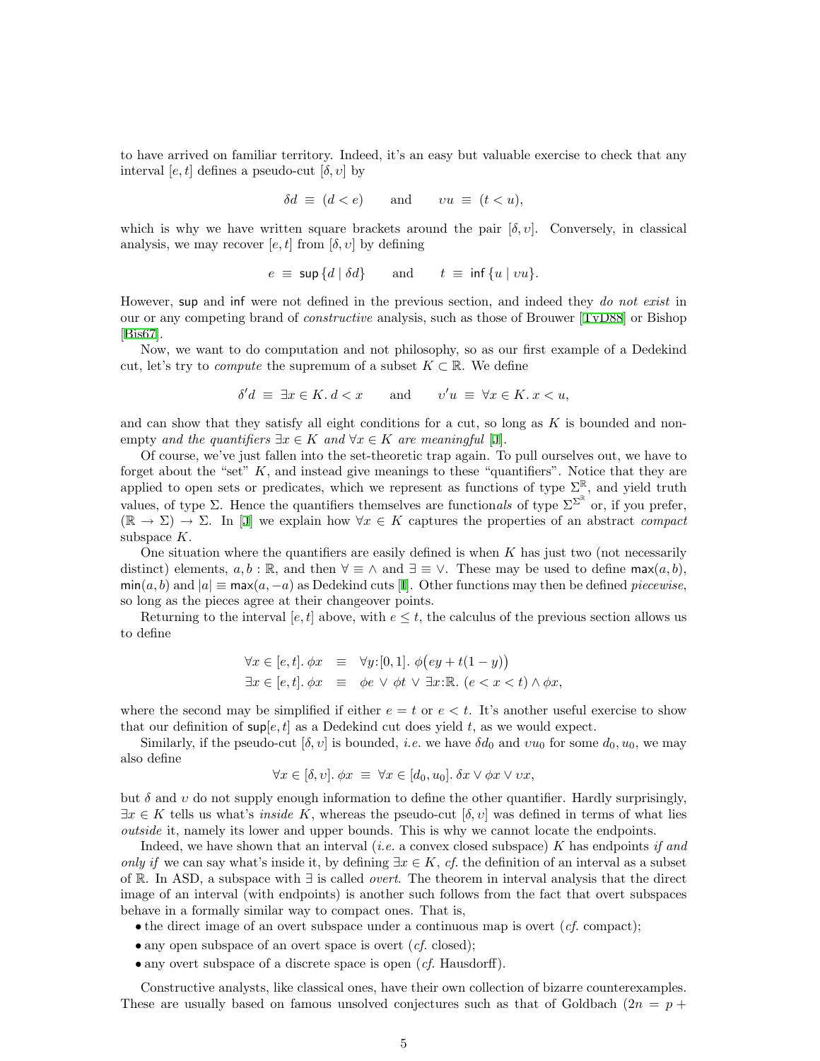to have arrived on familiar territory. Indeed, it's an easy but valuable exercise to check that any interval $[e, t]$ defines a pseudo-cut $[\delta, \upsilon]$ by

$$\delta d \;\equiv\; (d < e) \qquad \text{and} \qquad \upsilon u \;\equiv\; (t < u),$$

which is why we have written square brackets around the pair $[\delta, \upsilon]$. Conversely, in classical analysis, we may recover $[e, t]$ from $[\delta, \upsilon]$ by defining

$$e \;\equiv\; \mathsf{sup}\,\{d \mid \delta d\} \qquad \text{and} \qquad t \;\equiv\; \mathsf{inf}\,\{u \mid \upsilon u\}.$$

However, $\mathsf{sup}$ and $\mathsf{inf}$ were not defined in the previous section, and indeed they *do not exist* in our or any competing brand of *constructive* analysis, such as those of Brouwer [TvD88] or Bishop [Bis67].

Now, we want to do computation and not philosophy, so as our first example of a Dedekind cut, let's try to *compute* the supremum of a subset $K \subset \mathbb{R}$. We define

$$\delta' d \;\equiv\; \exists x \in K.\, d < x \qquad \text{and} \qquad \upsilon' u \;\equiv\; \forall x \in K.\, x < u,$$

and can show that they satisfy all eight conditions for a cut, so long as $K$ is bounded and non-empty *and the quantifiers* $\exists x \in K$ *and* $\forall x \in K$ *are meaningful* [J].

Of course, we've just fallen into the set-theoretic trap again. To pull ourselves out, we have to forget about the "set" $K$, and instead give meanings to these "quantifiers". Notice that they are applied to open sets or predicates, which we represent as functions of type $\Sigma^{\mathbb{R}}$, and yield truth values, of type $\Sigma$. Hence the quantifiers themselves are function*als* of type $\Sigma^{\Sigma^{\mathbb{R}}}$ or, if you prefer, $(\mathbb{R} \to \Sigma) \to \Sigma$. In [J] we explain how $\forall x \in K$ captures the properties of an abstract *compact* subspace $K$.

One situation where the quantifiers are easily defined is when $K$ has just two (not necessarily distinct) elements, $a, b : \mathbb{R}$, and then $\forall \equiv \wedge$ and $\exists \equiv \vee$. These may be used to define $\mathsf{max}(a, b)$, $\mathsf{min}(a, b)$ and $|a| \equiv \mathsf{max}(a, -a)$ as Dedekind cuts [I]. Other functions may then be defined *piecewise*, so long as the pieces agree at their changeover points.

Returning to the interval $[e, t]$ above, with $e \le t$, the calculus of the previous section allows us to define

$$\begin{aligned}
\forall x \in [e, t].\, \phi x \;&\equiv\; \forall y{:}[0, 1].\; \phi\big(ey + t(1 - y)\big) \\
\exists x \in [e, t].\, \phi x \;&\equiv\; \phi e \,\vee\, \phi t \,\vee\, \exists x{:}\mathbb{R}.\, (e < x < t) \wedge \phi x,
\end{aligned}$$

where the second may be simplified if either $e = t$ or $e < t$. It's another useful exercise to show that our definition of $\mathsf{sup}[e, t]$ as a Dedekind cut does yield $t$, as we would expect.

Similarly, if the pseudo-cut $[\delta, \upsilon]$ is bounded, *i.e.* we have $\delta d_0$ and $\upsilon u_0$ for some $d_0, u_0$, we may also define

$$\forall x \in [\delta, \upsilon].\, \phi x \;\equiv\; \forall x \in [d_0, u_0].\, \delta x \vee \phi x \vee \upsilon x,$$

but $\delta$ and $\upsilon$ do not supply enough information to define the other quantifier. Hardly surprisingly, $\exists x \in K$ tells us what's *inside* $K$, whereas the pseudo-cut $[\delta, \upsilon]$ was defined in terms of what lies *outside* it, namely its lower and upper bounds. This is why we cannot locate the endpoints.

Indeed, we have shown that an interval (*i.e.* a convex closed subspace) $K$ has endpoints *if and only if* we can say what's inside it, by defining $\exists x \in K$, *cf.* the definition of an interval as a subset of $\mathbb{R}$. In ASD, a subspace with $\exists$ is called *overt*. The theorem in interval analysis that the direct image of an interval (with endpoints) is another such follows from the fact that overt subspaces behave in a formally similar way to compact ones. That is,

- the direct image of an overt subspace under a continuous map is overt (*cf.* compact);
- any open subspace of an overt space is overt (*cf.* closed);
- any overt subspace of a discrete space is open (*cf.* Hausdorff).

Constructive analysts, like classical ones, have their own collection of bizarre counterexamples. These are usually based on famous unsolved conjectures such as that of Goldbach ($2n = p +$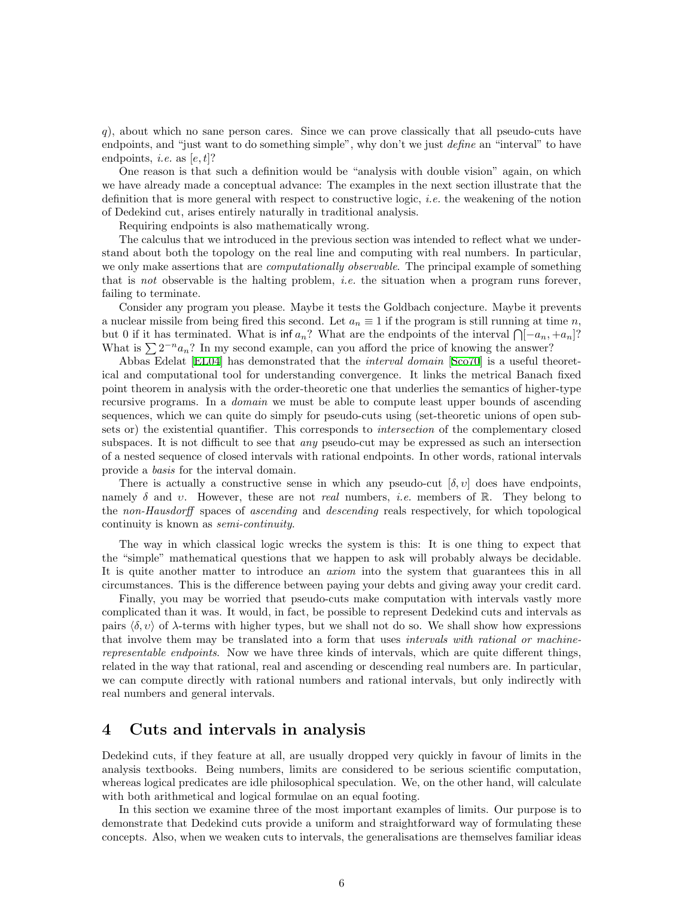$q$), about which no sane person cares. Since we can prove classically that all pseudo-cuts have endpoints, and "just want to do something simple", why don't we just *define* an "interval" to have endpoints, *i.e.* as $[e, t]$?

One reason is that such a definition would be "analysis with double vision" again, on which we have already made a conceptual advance: The examples in the next section illustrate that the definition that is more general with respect to constructive logic, *i.e.* the weakening of the notion of Dedekind cut, arises entirely naturally in traditional analysis.

Requiring endpoints is also mathematically wrong.

The calculus that we introduced in the previous section was intended to reflect what we understand about both the topology on the real line and computing with real numbers. In particular, we only make assertions that are *computationally observable*. The principal example of something that is *not* observable is the halting problem, *i.e.* the situation when a program runs forever, failing to terminate.

Consider any program you please. Maybe it tests the Goldbach conjecture. Maybe it prevents a nuclear missile from being fired this second. Let $a_n \equiv 1$ if the program is still running at time $n$, but 0 if it has terminated. What is $\inf a_n$? What are the endpoints of the interval $\bigcap[-a_n, +a_n]$? What is $\sum 2^{-n}a_n$? In my second example, can you afford the price of knowing the answer?

Abbas Edelat [EL04] has demonstrated that the *interval domain* [Sco70] is a useful theoretical and computational tool for understanding convergence. It links the metrical Banach fixed point theorem in analysis with the order-theoretic one that underlies the semantics of higher-type recursive programs. In a *domain* we must be able to compute least upper bounds of ascending sequences, which we can quite do simply for pseudo-cuts using (set-theoretic unions of open subsets or) the existential quantifier. This corresponds to *intersection* of the complementary closed subspaces. It is not difficult to see that *any* pseudo-cut may be expressed as such an intersection of a nested sequence of closed intervals with rational endpoints. In other words, rational intervals provide a *basis* for the interval domain.

There is actually a constructive sense in which any pseudo-cut $[\delta, \upsilon]$ does have endpoints, namely $\delta$ and $\upsilon$. However, these are not *real* numbers, *i.e.* members of $\mathbb{R}$. They belong to the *non-Hausdorff* spaces of *ascending* and *descending* reals respectively, for which topological continuity is known as *semi-continuity*.

The way in which classical logic wrecks the system is this: It is one thing to expect that the "simple" mathematical questions that we happen to ask will probably always be decidable. It is quite another matter to introduce an *axiom* into the system that guarantees this in all circumstances. This is the difference between paying your debts and giving away your credit card.

Finally, you may be worried that pseudo-cuts make computation with intervals vastly more complicated than it was. It would, in fact, be possible to represent Dedekind cuts and intervals as pairs $\langle \delta, \upsilon \rangle$ of $\lambda$-terms with higher types, but we shall not do so. We shall show how expressions that involve them may be translated into a form that uses *intervals with rational or machine-representable endpoints*. Now we have three kinds of intervals, which are quite different things, related in the way that rational, real and ascending or descending real numbers are. In particular, we can compute directly with rational numbers and rational intervals, but only indirectly with real numbers and general intervals.

# 4 Cuts and intervals in analysis

Dedekind cuts, if they feature at all, are usually dropped very quickly in favour of limits in the analysis textbooks. Being numbers, limits are considered to be serious scientific computation, whereas logical predicates are idle philosophical speculation. We, on the other hand, will calculate with both arithmetical and logical formulae on an equal footing.

In this section we examine three of the most important examples of limits. Our purpose is to demonstrate that Dedekind cuts provide a uniform and straightforward way of formulating these concepts. Also, when we weaken cuts to intervals, the generalisations are themselves familiar ideas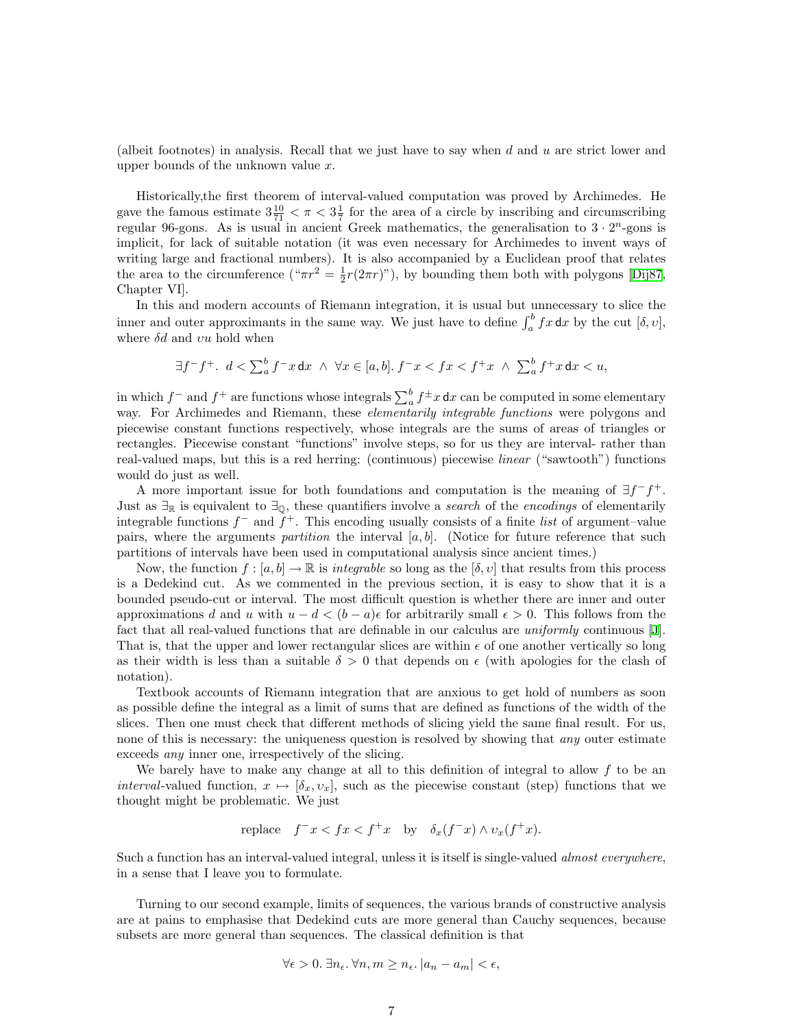(albeit footnotes) in analysis. Recall that we just have to say when $d$ and $u$ are strict lower and upper bounds of the unknown value $x$.

Historically,the first theorem of interval-valued computation was proved by Archimedes. He gave the famous estimate $3\frac{10}{71} < \pi < 3\frac{1}{7}$ for the area of a circle by inscribing and circumscribing regular 96-gons. As is usual in ancient Greek mathematics, the generalisation to $3 \cdot 2^n$-gons is implicit, for lack of suitable notation (it was even necessary for Archimedes to invent ways of writing large and fractional numbers). It is also accompanied by a Euclidean proof that relates the area to the circumference ("$\pi r^2 = \frac{1}{2}r(2\pi r)$"), by bounding them both with polygons [Dij87, Chapter VI].

In this and modern accounts of Riemann integration, it is usual but unnecessary to slice the inner and outer approximants in the same way. We just have to define $\int_a^b fx\,\mathsf{d}x$ by the cut $[\delta, \upsilon]$, where $\delta d$ and $\upsilon u$ hold when

$$\exists f^- f^+.\ d < \textstyle\sum_a^b f^- x\,\mathsf{d}x\ \wedge\ \forall x \in [a,b].\, f^- x < fx < f^+ x\ \wedge\ \sum_a^b f^+ x\,\mathsf{d}x < u,$$

in which $f^-$ and $f^+$ are functions whose integrals $\sum_a^b f^\pm x\,\mathsf{d}x$ can be computed in some elementary way. For Archimedes and Riemann, these *elementarily integrable functions* were polygons and piecewise constant functions respectively, whose integrals are the sums of areas of triangles or rectangles. Piecewise constant "functions" involve steps, so for us they are interval- rather than real-valued maps, but this is a red herring: (continuous) piecewise *linear* ("sawtooth") functions would do just as well.

A more important issue for both foundations and computation is the meaning of $\exists f^- f^+$. Just as $\exists_{\mathbb{R}}$ is equivalent to $\exists_{\mathbb{Q}}$, these quantifiers involve a *search* of the *encodings* of elementarily integrable functions $f^-$ and $f^+$. This encoding usually consists of a finite *list* of argument–value pairs, where the arguments *partition* the interval $[a,b]$. (Notice for future reference that such partitions of intervals have been used in computational analysis since ancient times.)

Now, the function $f : [a,b] \to \mathbb{R}$ is *integrable* so long as the $[\delta, \upsilon]$ that results from this process is a Dedekind cut. As we commented in the previous section, it is easy to show that it is a bounded pseudo-cut or interval. The most difficult question is whether there are inner and outer approximations $d$ and $u$ with $u - d < (b-a)\epsilon$ for arbitrarily small $\epsilon > 0$. This follows from the fact that all real-valued functions that are definable in our calculus are *uniformly* continuous [J]. That is, that the upper and lower rectangular slices are within $\epsilon$ of one another vertically so long as their width is less than a suitable $\delta > 0$ that depends on $\epsilon$ (with apologies for the clash of notation).

Textbook accounts of Riemann integration that are anxious to get hold of numbers as soon as possible define the integral as a limit of sums that are defined as functions of the width of the slices. Then one must check that different methods of slicing yield the same final result. For us, none of this is necessary: the uniqueness question is resolved by showing that *any* outer estimate exceeds *any* inner one, irrespectively of the slicing.

We barely have to make any change at all to this definition of integral to allow $f$ to be an *interval*-valued function, $x \mapsto [\delta_x, \upsilon_x]$, such as the piecewise constant (step) functions that we thought might be problematic. We just

$$\text{replace}\quad f^- x < fx < f^+ x \quad \text{by} \quad \delta_x(f^- x) \wedge \upsilon_x(f^+ x).$$

Such a function has an interval-valued integral, unless it is itself is single-valued *almost everywhere*, in a sense that I leave you to formulate.

Turning to our second example, limits of sequences, the various brands of constructive analysis are at pains to emphasise that Dedekind cuts are more general than Cauchy sequences, because subsets are more general than sequences. The classical definition is that

$$\forall \epsilon > 0.\, \exists n_\epsilon.\, \forall n, m \geq n_\epsilon.\, |a_n - a_m| < \epsilon,$$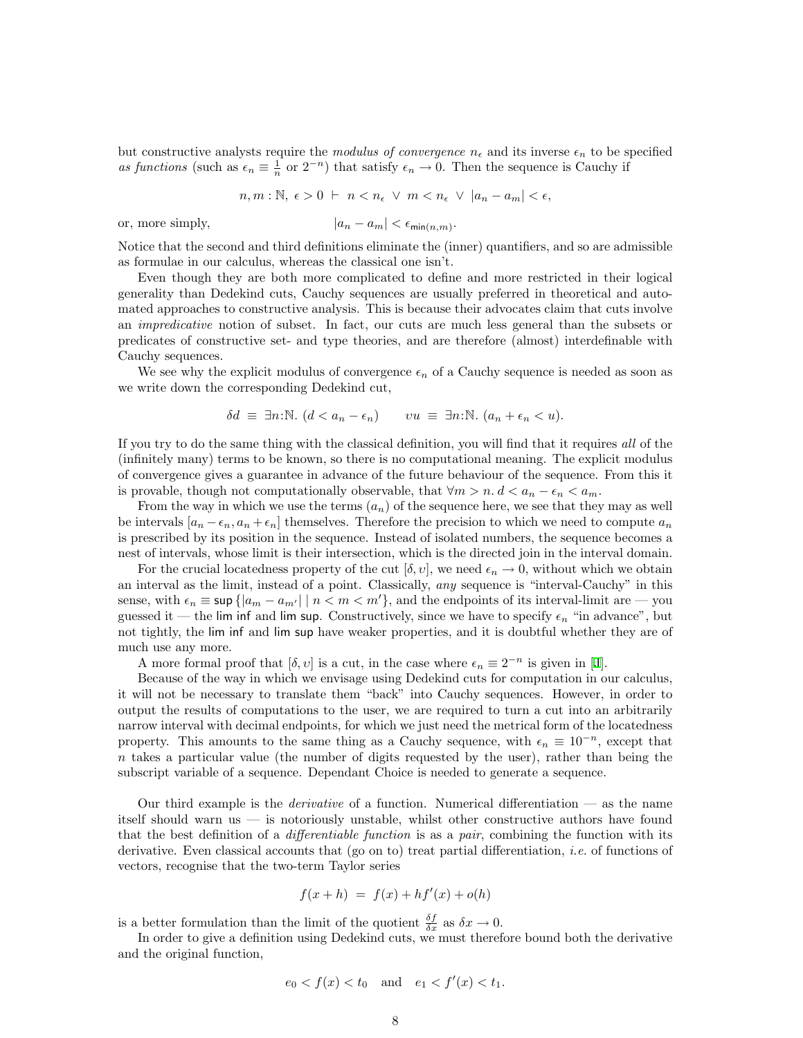but constructive analysts require the *modulus of convergence* $n_\epsilon$ and its inverse $\epsilon_n$ to be specified *as functions* (such as $\epsilon_n \equiv \frac{1}{n}$ or $2^{-n}$) that satisfy $\epsilon_n \to 0$. Then the sequence is Cauchy if

$$n, m : \mathbb{N},\ \epsilon > 0\ \vdash\ n < n_\epsilon\ \vee\ m < n_\epsilon\ \vee\ |a_n - a_m| < \epsilon,$$

or, more simply,

$$|a_n - a_m| < \epsilon_{\mathsf{min}(n,m)}.$$

Notice that the second and third definitions eliminate the (inner) quantifiers, and so are admissible as formulae in our calculus, whereas the classical one isn't.

Even though they are both more complicated to define and more restricted in their logical generality than Dedekind cuts, Cauchy sequences are usually preferred in theoretical and automated approaches to constructive analysis. This is because their advocates claim that cuts involve an *impredicative* notion of subset. In fact, our cuts are much less general than the subsets or predicates of constructive set- and type theories, and are therefore (almost) interdefinable with Cauchy sequences.

We see why the explicit modulus of convergence $\epsilon_n$ of a Cauchy sequence is needed as soon as we write down the corresponding Dedekind cut,

$$\delta d\ \equiv\ \exists n{:}\mathbb{N}.\ (d < a_n - \epsilon_n) \qquad \upsilon u\ \equiv\ \exists n{:}\mathbb{N}.\ (a_n + \epsilon_n < u).$$

If you try to do the same thing with the classical definition, you will find that it requires *all* of the (infinitely many) terms to be known, so there is no computational meaning. The explicit modulus of convergence gives a guarantee in advance of the future behaviour of the sequence. From this it is provable, though not computationally observable, that $\forall m > n.\ d < a_n - \epsilon_n < a_m$.

From the way in which we use the terms $(a_n)$ of the sequence here, we see that they may as well be intervals $[a_n - \epsilon_n, a_n + \epsilon_n]$ themselves. Therefore the precision to which we need to compute $a_n$ is prescribed by its position in the sequence. Instead of isolated numbers, the sequence becomes a nest of intervals, whose limit is their intersection, which is the directed join in the interval domain.

For the crucial locatedness property of the cut $[\delta, \upsilon]$, we need $\epsilon_n \to 0$, without which we obtain an interval as the limit, instead of a point. Classically, *any* sequence is "interval-Cauchy" in this sense, with $\epsilon_n \equiv \mathsf{sup}\,\{|a_m - a_{m'}| \mid n < m < m'\}$, and the endpoints of its interval-limit are — you guessed it — the $\mathsf{lim\,inf}$ and $\mathsf{lim\,sup}$. Constructively, since we have to specify $\epsilon_n$ "in advance", but not tightly, the $\mathsf{lim\,inf}$ and $\mathsf{lim\,sup}$ have weaker properties, and it is doubtful whether they are of much use any more.

A more formal proof that $[\delta, \upsilon]$ is a cut, in the case where $\epsilon_n \equiv 2^{-n}$ is given in [1].

Because of the way in which we envisage using Dedekind cuts for computation in our calculus, it will not be necessary to translate them "back" into Cauchy sequences. However, in order to output the results of computations to the user, we are required to turn a cut into an arbitrarily narrow interval with decimal endpoints, for which we just need the metrical form of the locatedness property. This amounts to the same thing as a Cauchy sequence, with $\epsilon_n \equiv 10^{-n}$, except that $n$ takes a particular value (the number of digits requested by the user), rather than being the subscript variable of a sequence. Dependant Choice is needed to generate a sequence.

Our third example is the *derivative* of a function. Numerical differentiation — as the name itself should warn us — is notoriously unstable, whilst other constructive authors have found that the best definition of a *differentiable function* is as a *pair*, combining the function with its derivative. Even classical accounts that (go on to) treat partial differentiation, *i.e.* of functions of vectors, recognise that the two-term Taylor series

$$f(x+h)\ =\ f(x) + hf'(x) + o(h)$$

is a better formulation than the limit of the quotient $\frac{\delta f}{\delta x}$ as $\delta x \to 0$.

In order to give a definition using Dedekind cuts, we must therefore bound both the derivative and the original function,

$$e_0 < f(x) < t_0 \quad \text{and} \quad e_1 < f'(x) < t_1.$$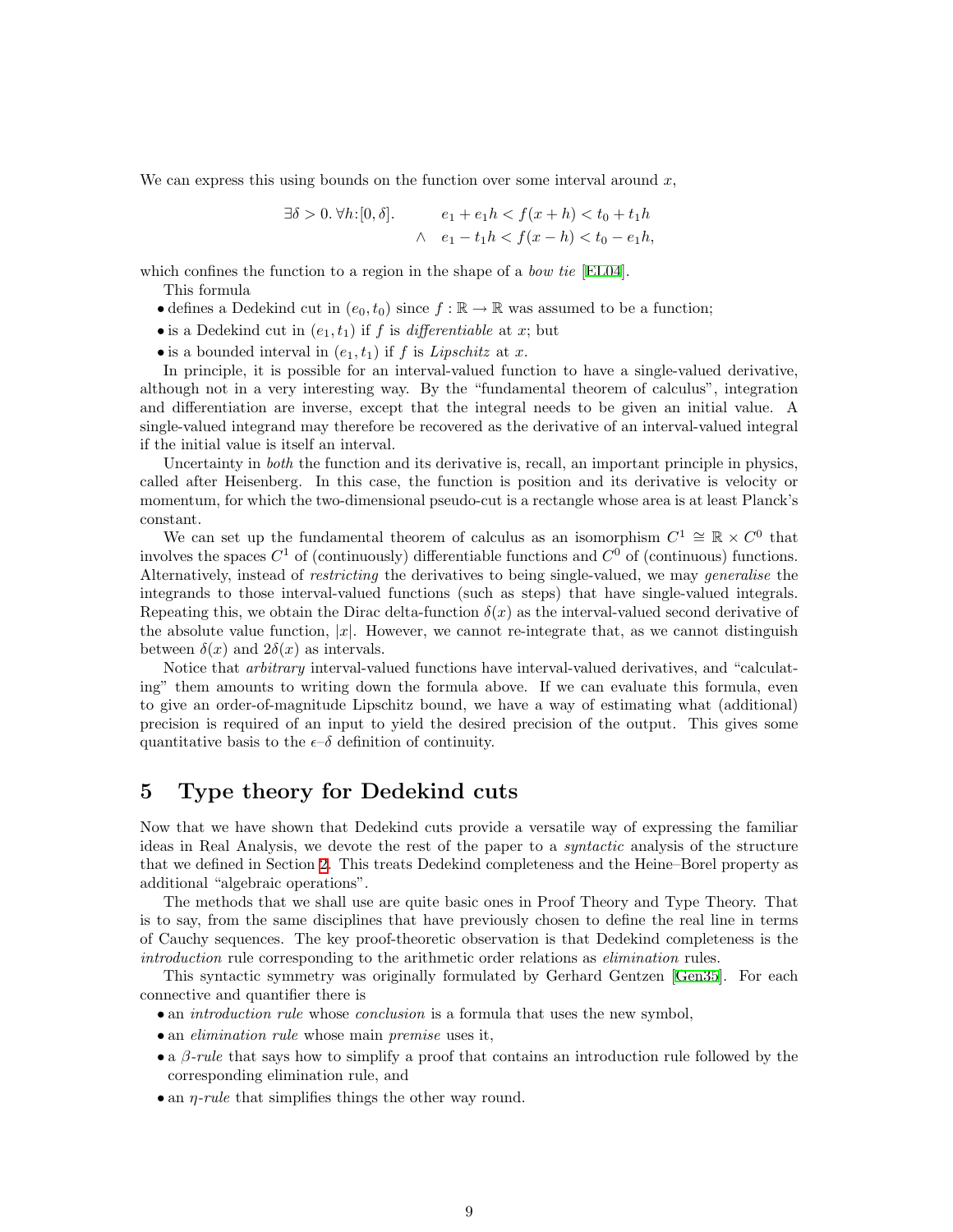We can express this using bounds on the function over some interval around $x$,

$$\begin{aligned}
\exists \delta > 0.\ \forall h{:}[0,\delta]. \qquad & e_1 + e_1 h < f(x+h) < t_0 + t_1 h \\
\wedge \quad & e_1 - t_1 h < f(x-h) < t_0 - e_1 h,
\end{aligned}$$

which confines the function to a region in the shape of a *bow tie* [EL04].

This formula

- defines a Dedekind cut in $(e_0, t_0)$ since $f : \mathbb{R} \to \mathbb{R}$ was assumed to be a function;
- is a Dedekind cut in $(e_1, t_1)$ if $f$ is *differentiable* at $x$; but
- is a bounded interval in $(e_1, t_1)$ if $f$ is *Lipschitz* at $x$.

In principle, it is possible for an interval-valued function to have a single-valued derivative, although not in a very interesting way. By the "fundamental theorem of calculus", integration and differentiation are inverse, except that the integral needs to be given an initial value. A single-valued integrand may therefore be recovered as the derivative of an interval-valued integral if the initial value is itself an interval.

Uncertainty in *both* the function and its derivative is, recall, an important principle in physics, called after Heisenberg. In this case, the function is position and its derivative is velocity or momentum, for which the two-dimensional pseudo-cut is a rectangle whose area is at least Planck's constant.

We can set up the fundamental theorem of calculus as an isomorphism $C^1 \cong \mathbb{R} \times C^0$ that involves the spaces $C^1$ of (continuously) differentiable functions and $C^0$ of (continuous) functions. Alternatively, instead of *restricting* the derivatives to being single-valued, we may *generalise* the integrands to those interval-valued functions (such as steps) that have single-valued integrals. Repeating this, we obtain the Dirac delta-function $\delta(x)$ as the interval-valued second derivative of the absolute value function, $|x|$. However, we cannot re-integrate that, as we cannot distinguish between $\delta(x)$ and $2\delta(x)$ as intervals.

Notice that *arbitrary* interval-valued functions have interval-valued derivatives, and "calculating" them amounts to writing down the formula above. If we can evaluate this formula, even to give an order-of-magnitude Lipschitz bound, we have a way of estimating what (additional) precision is required of an input to yield the desired precision of the output. This gives some quantitative basis to the $\epsilon$–$\delta$ definition of continuity.

## 5 Type theory for Dedekind cuts

Now that we have shown that Dedekind cuts provide a versatile way of expressing the familiar ideas in Real Analysis, we devote the rest of the paper to a *syntactic* analysis of the structure that we defined in Section 2. This treats Dedekind completeness and the Heine–Borel property as additional "algebraic operations".

The methods that we shall use are quite basic ones in Proof Theory and Type Theory. That is to say, from the same disciplines that have previously chosen to define the real line in terms of Cauchy sequences. The key proof-theoretic observation is that Dedekind completeness is the *introduction* rule corresponding to the arithmetic order relations as *elimination* rules.

This syntactic symmetry was originally formulated by Gerhard Gentzen [Gen35]. For each connective and quantifier there is

- an *introduction rule* whose *conclusion* is a formula that uses the new symbol,
- an *elimination rule* whose main *premise* uses it,
- a $\beta$-*rule* that says how to simplify a proof that contains an introduction rule followed by the corresponding elimination rule, and
- an $\eta$-*rule* that simplifies things the other way round.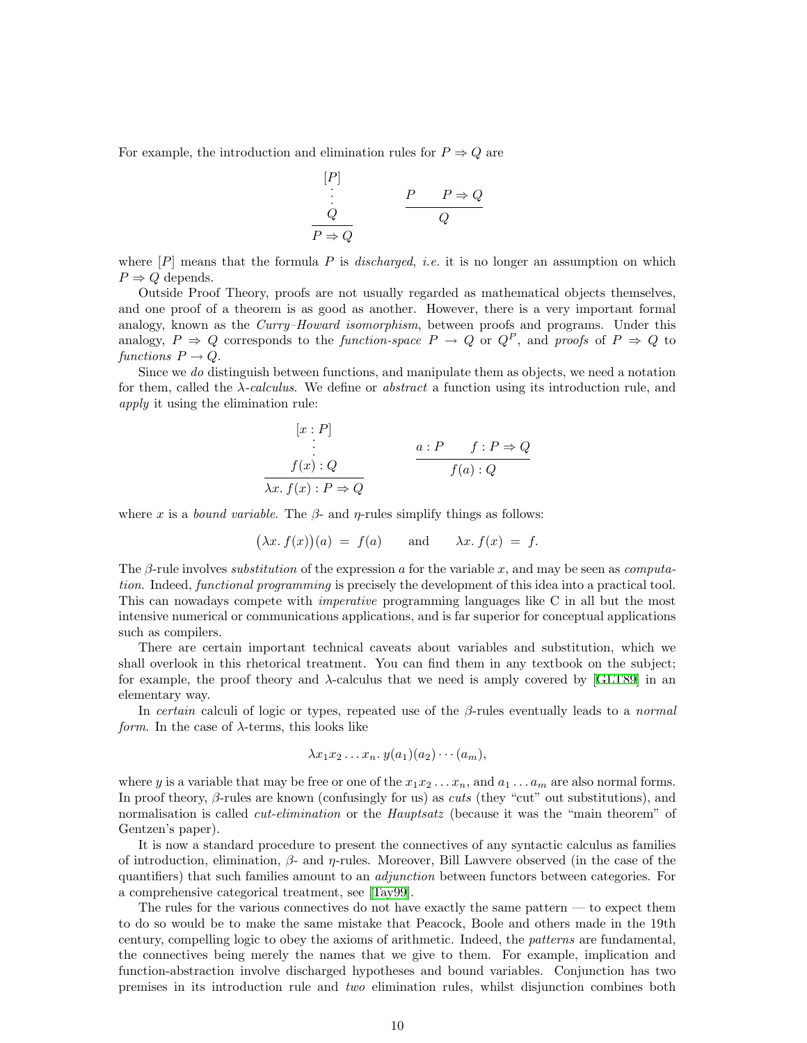For example, the introduction and elimination rules for $P \Rightarrow Q$ are

$$\frac{\begin{array}{c}[P]\\ \vdots \\ Q\end{array}}{P \Rightarrow Q} \qquad\qquad \frac{P \qquad P \Rightarrow Q}{Q}$$

where $[P]$ means that the formula $P$ is *discharged*, *i.e.* it is no longer an assumption on which $P \Rightarrow Q$ depends.

Outside Proof Theory, proofs are not usually regarded as mathematical objects themselves, and one proof of a theorem is as good as another. However, there is a very important formal analogy, known as the *Curry–Howard isomorphism*, between proofs and programs. Under this analogy, $P \Rightarrow Q$ corresponds to the *function-space* $P \to Q$ or $Q^P$, and *proofs* of $P \Rightarrow Q$ to *functions* $P \to Q$.

Since we *do* distinguish between functions, and manipulate them as objects, we need a notation for them, called the $\lambda$-*calculus*. We define or *abstract* a function using its introduction rule, and *apply* it using the elimination rule:

$$\frac{\begin{array}{c}[x : P]\\ \vdots \\ f(x) : Q\end{array}}{\lambda x.\, f(x) : P \Rightarrow Q} \qquad\qquad \frac{a : P \qquad f : P \Rightarrow Q}{f(a) : Q}$$

where $x$ is a *bound variable*. The $\beta$- and $\eta$-rules simplify things as follows:

$$\big(\lambda x.\, f(x)\big)(a) \;=\; f(a) \qquad \text{and} \qquad \lambda x.\, f(x) \;=\; f.$$

The $\beta$-rule involves *substitution* of the expression $a$ for the variable $x$, and may be seen as *computation*. Indeed, *functional programming* is precisely the development of this idea into a practical tool. This can nowadays compete with *imperative* programming languages like C in all but the most intensive numerical or communications applications, and is far superior for conceptual applications such as compilers.

There are certain important technical caveats about variables and substitution, which we shall overlook in this rhetorical treatment. You can find them in any textbook on the subject; for example, the proof theory and $\lambda$-calculus that we need is amply covered by [GLT89] in an elementary way.

In *certain* calculi of logic or types, repeated use of the $\beta$-rules eventually leads to a *normal form*. In the case of $\lambda$-terms, this looks like

$$\lambda x_1 x_2 \ldots x_n.\, y(a_1)(a_2)\cdots(a_m),$$

where $y$ is a variable that may be free or one of the $x_1 x_2 \ldots x_n$, and $a_1 \ldots a_m$ are also normal forms. In proof theory, $\beta$-rules are known (confusingly for us) as *cuts* (they "cut" out substitutions), and normalisation is called *cut-elimination* or the *Hauptsatz* (because it was the "main theorem" of Gentzen's paper).

It is now a standard procedure to present the connectives of any syntactic calculus as families of introduction, elimination, $\beta$- and $\eta$-rules. Moreover, Bill Lawvere observed (in the case of the quantifiers) that such families amount to an *adjunction* between functors between categories. For a comprehensive categorical treatment, see [Tay99].

The rules for the various connectives do not have exactly the same pattern — to expect them to do so would be to make the same mistake that Peacock, Boole and others made in the 19th century, compelling logic to obey the axioms of arithmetic. Indeed, the *patterns* are fundamental, the connectives being merely the names that we give to them. For example, implication and function-abstraction involve discharged hypotheses and bound variables. Conjunction has two premises in its introduction rule and *two* elimination rules, whilst disjunction combines both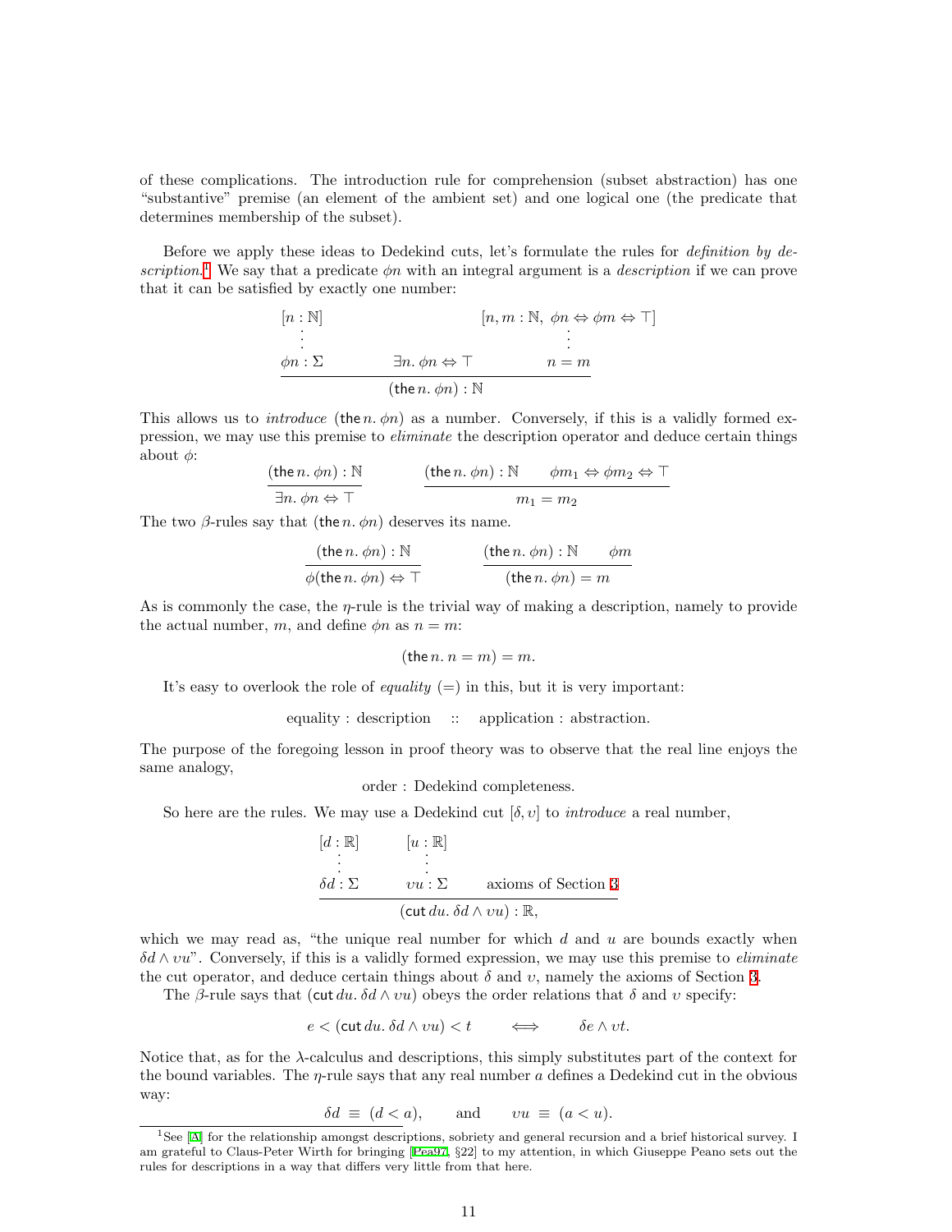of these complications. The introduction rule for comprehension (subset abstraction) has one "substantive" premise (an element of the ambient set) and one logical one (the predicate that determines membership of the subset).

Before we apply these ideas to Dedekind cuts, let's formulate the rules for *definition by description*.[1] We say that a predicate $\phi n$ with an integral argument is a *description* if we can prove that it can be satisfied by exactly one number:

$$\dfrac{\begin{array}{c}[n:\mathbb{N}]\\ \vdots\\ \phi n : \Sigma\end{array} \qquad \exists n.\ \phi n \Leftrightarrow \top \qquad \begin{array}{c}[n,m:\mathbb{N},\ \phi n \Leftrightarrow \phi m \Leftrightarrow \top]\\ \vdots\\ n = m\end{array}}{(\mathsf{the}\,n.\ \phi n) : \mathbb{N}}$$

This allows us to *introduce* $(\mathsf{the}\,n.\ \phi n)$ as a number. Conversely, if this is a validly formed expression, we may use this premise to *eliminate* the description operator and deduce certain things about $\phi$:

$$\dfrac{(\mathsf{the}\,n.\ \phi n) : \mathbb{N}}{\exists n.\ \phi n \Leftrightarrow \top} \qquad\qquad \dfrac{(\mathsf{the}\,n.\ \phi n) : \mathbb{N} \qquad \phi m_1 \Leftrightarrow \phi m_2 \Leftrightarrow \top}{m_1 = m_2}$$

The two $\beta$-rules say that $(\mathsf{the}\,n.\ \phi n)$ deserves its name.

$$\dfrac{(\mathsf{the}\,n.\ \phi n) : \mathbb{N}}{\phi(\mathsf{the}\,n.\ \phi n) \Leftrightarrow \top} \qquad\qquad \dfrac{(\mathsf{the}\,n.\ \phi n) : \mathbb{N} \qquad \phi m}{(\mathsf{the}\,n.\ \phi n) = m}$$

As is commonly the case, the $\eta$-rule is the trivial way of making a description, namely to provide the actual number, $m$, and define $\phi n$ as $n = m$:

$$(\mathsf{the}\,n.\ n = m) = m.$$

It's easy to overlook the role of *equality* $(=)$ in this, but it is very important:

$$\text{equality} : \text{description} \quad :: \quad \text{application} : \text{abstraction}.$$

The purpose of the foregoing lesson in proof theory was to observe that the real line enjoys the same analogy,

$$\text{order} : \text{Dedekind completeness}.$$

So here are the rules. We may use a Dedekind cut $[\delta, \upsilon]$ to *introduce* a real number,

$$\dfrac{\begin{array}{c}[d:\mathbb{R}]\\ \vdots\\ \delta d : \Sigma\end{array} \qquad \begin{array}{c}[u:\mathbb{R}]\\ \vdots\\ \upsilon u : \Sigma\end{array} \qquad \text{axioms of Section 3}}{(\mathsf{cut}\,du.\ \delta d \wedge \upsilon u) : \mathbb{R},}$$

which we may read as, "the unique real number for which $d$ and $u$ are bounds exactly when $\delta d \wedge \upsilon u$". Conversely, if this is a validly formed expression, we may use this premise to *eliminate* the cut operator, and deduce certain things about $\delta$ and $\upsilon$, namely the axioms of Section 3.

The $\beta$-rule says that $(\mathsf{cut}\,du.\ \delta d \wedge \upsilon u)$ obeys the order relations that $\delta$ and $\upsilon$ specify:

$$e < (\mathsf{cut}\,du.\ \delta d \wedge \upsilon u) < t \qquad \Longleftrightarrow \qquad \delta e \wedge \upsilon t.$$

Notice that, as for the $\lambda$-calculus and descriptions, this simply substitutes part of the context for the bound variables. The $\eta$-rule says that any real number $a$ defines a Dedekind cut in the obvious way:

$$\delta d \;\equiv\; (d < a), \qquad \text{and} \qquad \upsilon u \;\equiv\; (a < u).$$

[1] See [A] for the relationship amongst descriptions, sobriety and general recursion and a brief historical survey. I am grateful to Claus-Peter Wirth for bringing [Pea97, §22] to my attention, in which Giuseppe Peano sets out the rules for descriptions in a way that differs very little from that here.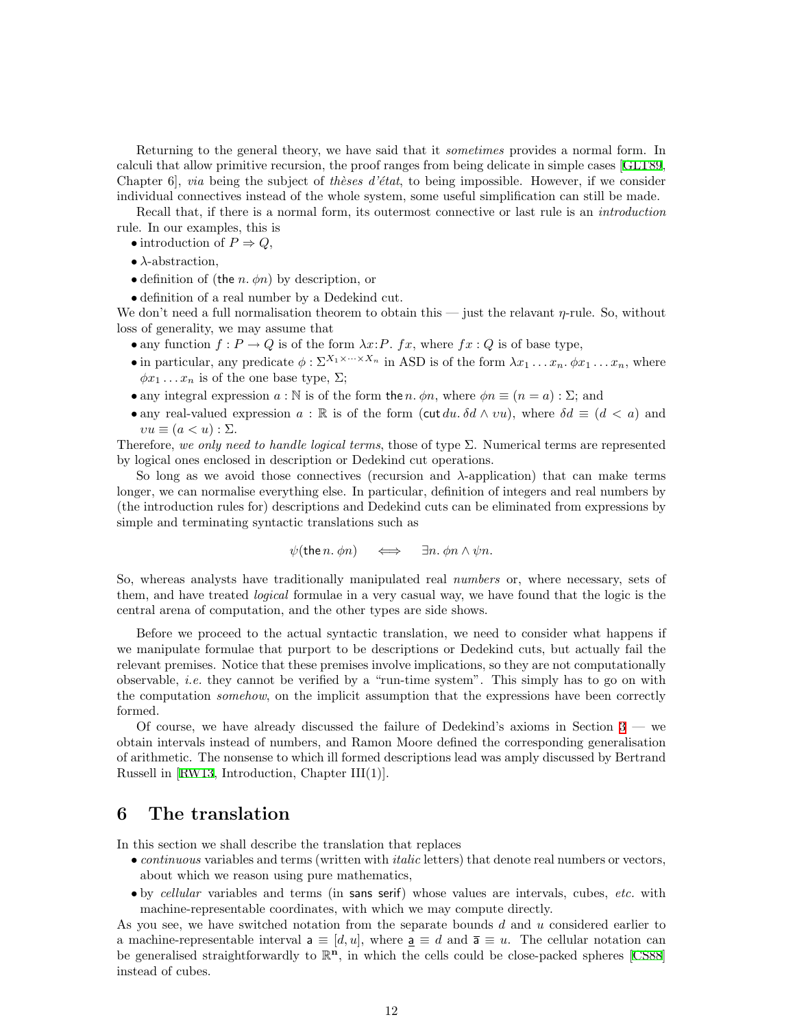Returning to the general theory, we have said that it *sometimes* provides a normal form. In calculi that allow primitive recursion, the proof ranges from being delicate in simple cases [GLT89, Chapter 6], *via* being the subject of *thèses d'état*, to being impossible. However, if we consider individual connectives instead of the whole system, some useful simplification can still be made.

Recall that, if there is a normal form, its outermost connective or last rule is an *introduction* rule. In our examples, this is

- introduction of $P \Rightarrow Q$,
- $\lambda$-abstraction,
- definition of $(\mathsf{the}\; n.\; \phi n)$ by description, or
- definition of a real number by a Dedekind cut.

We don't need a full normalisation theorem to obtain this — just the relavant $\eta$-rule. So, without loss of generality, we may assume that

- any function $f : P \to Q$ is of the form $\lambda x{:}P.\; fx$, where $fx : Q$ is of base type,
- in particular, any predicate $\phi : \Sigma^{X_1 \times \cdots \times X_n}$ in ASD is of the form $\lambda x_1 \ldots x_n.\; \phi x_1 \ldots x_n$, where $\phi x_1 \ldots x_n$ is of the one base type, $\Sigma$;
- any integral expression $a : \mathbb{N}$ is of the form $\mathsf{the}\, n.\; \phi n$, where $\phi n \equiv (n = a) : \Sigma$; and
- any real-valued expression $a : \mathbb{R}$ is of the form $(\mathsf{cut}\, du.\; \delta d \wedge \upsilon u)$, where $\delta d \equiv (d < a)$ and $\upsilon u \equiv (a < u) : \Sigma$.

Therefore, *we only need to handle logical terms*, those of type $\Sigma$. Numerical terms are represented by logical ones enclosed in description or Dedekind cut operations.

So long as we avoid those connectives (recursion and $\lambda$-application) that can make terms longer, we can normalise everything else. In particular, definition of integers and real numbers by (the introduction rules for) descriptions and Dedekind cuts can be eliminated from expressions by simple and terminating syntactic translations such as

$$\psi(\mathsf{the}\, n.\; \phi n) \quad \Longleftrightarrow \quad \exists n.\; \phi n \wedge \psi n.$$

So, whereas analysts have traditionally manipulated real *numbers* or, where necessary, sets of them, and have treated *logical* formulae in a very casual way, we have found that the logic is the central arena of computation, and the other types are side shows.

Before we proceed to the actual syntactic translation, we need to consider what happens if we manipulate formulae that purport to be descriptions or Dedekind cuts, but actually fail the relevant premises. Notice that these premises involve implications, so they are not computationally observable, *i.e.* they cannot be verified by a "run-time system". This simply has to go on with the computation *somehow*, on the implicit assumption that the expressions have been correctly formed.

Of course, we have already discussed the failure of Dedekind's axioms in Section 3 — we obtain intervals instead of numbers, and Ramon Moore defined the corresponding generalisation of arithmetic. The nonsense to which ill formed descriptions lead was amply discussed by Bertrand Russell in [RW13, Introduction, Chapter III(1)].

## 6 The translation

In this section we shall describe the translation that replaces

- *continuous* variables and terms (written with *italic* letters) that denote real numbers or vectors, about which we reason using pure mathematics,
- by *cellular* variables and terms (in $\mathsf{sans\ serif}$) whose values are intervals, cubes, *etc.* with machine-representable coordinates, with which we may compute directly.

As you see, we have switched notation from the separate bounds $d$ and $u$ considered earlier to a machine-representable interval $\mathsf{a} \equiv [d, u]$, where $\underline{\mathsf{a}} \equiv d$ and $\overline{\mathsf{a}} \equiv u$. The cellular notation can be generalised straightforwardly to $\mathbb{R}^{\mathbf{n}}$, in which the cells could be close-packed spheres [CS88] instead of cubes.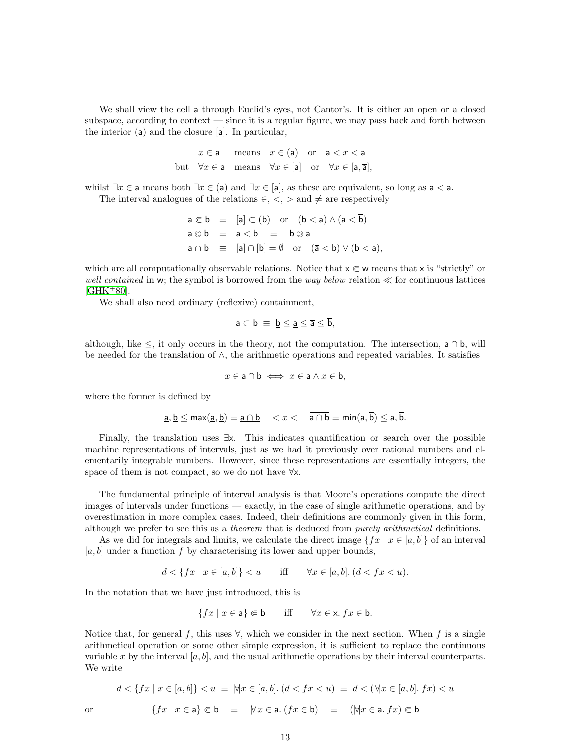We shall view the cell $\mathsf{a}$ through Euclid's eyes, not Cantor's. It is either an open or a closed subspace, according to context — since it is a regular figure, we may pass back and forth between the interior $(\mathsf{a})$ and the closure $[\mathsf{a}]$. In particular,

$$
\begin{array}{rll}
x \in \mathsf{a} & \text{means} & x \in (\mathsf{a}) \quad \text{or} \quad \underline{\mathsf{a}} < x < \overline{\mathsf{a}} \\
\text{but} \quad \forall x \in \mathsf{a} & \text{means} & \forall x \in [\mathsf{a}] \quad \text{or} \quad \forall x \in [\underline{\mathsf{a}}, \overline{\mathsf{a}}],
\end{array}
$$

whilst $\exists x \in \mathsf{a}$ means both $\exists x \in (\mathsf{a})$ and $\exists x \in [\mathsf{a}]$, as these are equivalent, so long as $\underline{\mathsf{a}} < \overline{\mathsf{a}}$.

The interval analogues of the relations $\in$, $<$, $>$ and $\neq$ are respectively

$$
\begin{array}{rcl}
\mathsf{a} \Subset \mathsf{b} & \equiv & [\mathsf{a}] \subset (\mathsf{b}) \quad \text{or} \quad (\underline{\mathsf{b}} < \underline{\mathsf{a}}) \wedge (\overline{\mathsf{a}} < \overline{\mathsf{b}}) \\
\mathsf{a} \lessdot \mathsf{b} & \equiv & \overline{\mathsf{a}} < \underline{\mathsf{b}} \quad \equiv \quad \mathsf{b} \gtrdot \mathsf{a} \\
\mathsf{a} \pitchfork \mathsf{b} & \equiv & [\mathsf{a}] \cap [\mathsf{b}] = \emptyset \quad \text{or} \quad (\overline{\mathsf{a}} < \underline{\mathsf{b}}) \vee (\overline{\mathsf{b}} < \underline{\mathsf{a}}),
\end{array}
$$

which are all computationally observable relations. Notice that $\mathsf{x} \Subset \mathsf{w}$ means that $\mathsf{x}$ is "strictly" or *well contained* in $\mathsf{w}$; the symbol is borrowed from the *way below* relation $\ll$ for continuous lattices [GHK+80].

We shall also need ordinary (reflexive) containment,

$$
\mathsf{a} \subset \mathsf{b} \;\equiv\; \underline{\mathsf{b}} \leq \underline{\mathsf{a}} \leq \overline{\mathsf{a}} \leq \overline{\mathsf{b}},
$$

although, like $\leq$, it only occurs in the theory, not the computation. The intersection, $\mathsf{a} \cap \mathsf{b}$, will be needed for the translation of $\wedge$, the arithmetic operations and repeated variables. It satisfies

$$
x \in \mathsf{a} \cap \mathsf{b} \iff x \in \mathsf{a} \wedge x \in \mathsf{b},
$$

where the former is defined by

$$
\underline{\mathsf{a}}, \underline{\mathsf{b}} \leq \max(\underline{\mathsf{a}}, \underline{\mathsf{b}}) \equiv \underline{\mathsf{a} \cap \mathsf{b}} \quad < x < \quad \overline{\mathsf{a} \cap \mathsf{b}} \equiv \min(\overline{\mathsf{a}}, \overline{\mathsf{b}}) \leq \overline{\mathsf{a}}, \overline{\mathsf{b}}.
$$

Finally, the translation uses $\exists \mathsf{x}$. This indicates quantification or search over the possible machine representations of intervals, just as we had it previously over rational numbers and elementarily integrable numbers. However, since these representations are essentially integers, the space of them is not compact, so we do not have $\forall \mathsf{x}$.

The fundamental principle of interval analysis is that Moore's operations compute the direct images of intervals under functions — exactly, in the case of single arithmetic operations, and by overestimation in more complex cases. Indeed, their definitions are commonly given in this form, although we prefer to see this as a *theorem* that is deduced from *purely arithmetical* definitions.

As we did for integrals and limits, we calculate the direct image $\{fx \mid x \in [a,b]\}$ of an interval $[a,b]$ under a function $f$ by characterising its lower and upper bounds,

$$
d < \{fx \mid x \in [a,b]\} < u \qquad \text{iff} \qquad \forall x \in [a,b].\, (d < fx < u).
$$

In the notation that we have just introduced, this is

$$
\{fx \mid x \in \mathsf{a}\} \Subset \mathsf{b} \qquad \text{iff} \qquad \forall x \in \mathsf{x}.\; fx \in \mathsf{b}.
$$

Notice that, for general $f$, this uses $\forall$, which we consider in the next section. When $f$ is a single arithmetical operation or some other simple expression, it is sufficient to replace the continuous variable $x$ by the interval $[a,b]$, and the usual arithmetic operations by their interval counterparts. We write

$$
d < \{fx \mid x \in [a,b]\} < u \;\equiv\; \text{⩝} x \in [a,b].\, (d < fx < u) \;\equiv\; d < (\text{⩝} x \in [a,b].\, fx) < u
$$

or

$$
\{fx \mid x \in \mathsf{a}\} \Subset \mathsf{b} \quad \equiv \quad \text{⩝} x \in \mathsf{a}.\, (fx \in \mathsf{b}) \quad \equiv \quad (\text{⩝} x \in \mathsf{a}.\, fx) \Subset \mathsf{b}
$$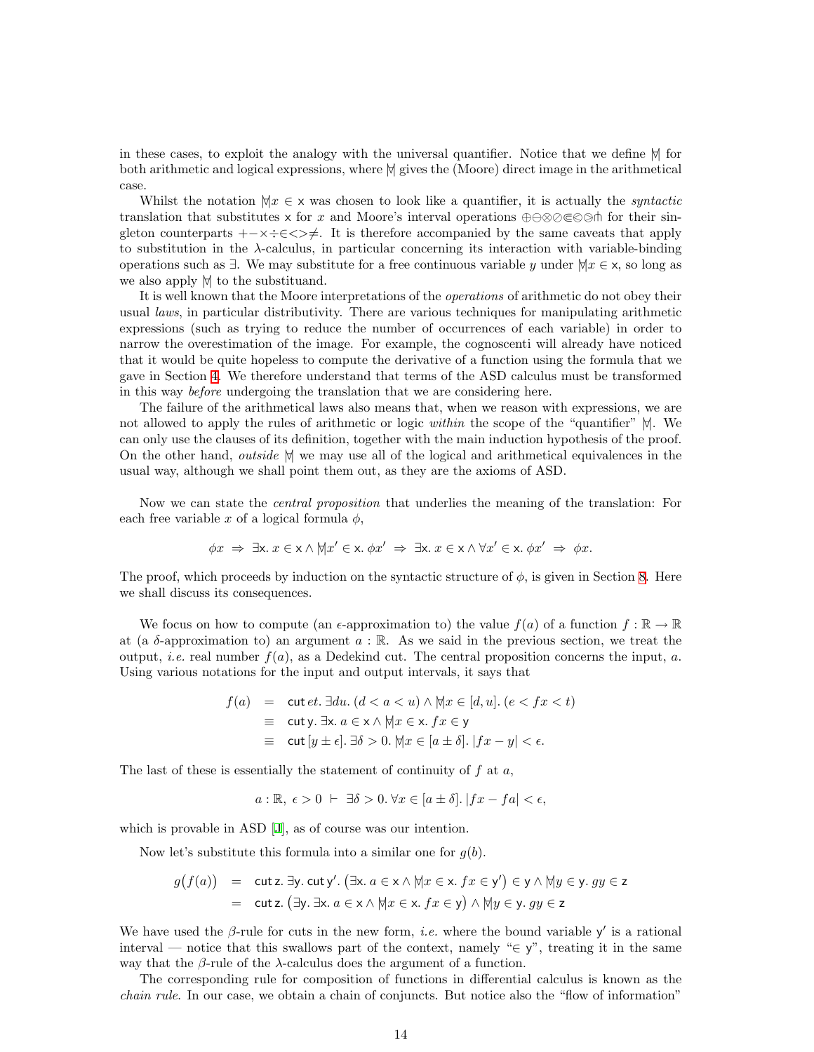in these cases, to exploit the analogy with the universal quantifier. Notice that we define $\text{Ɐ}$ for both arithmetic and logical expressions, where $\text{Ɐ}$ gives the (Moore) direct image in the arithmetical case.

Whilst the notation $\text{Ɐ}x \in \mathsf{x}$ was chosen to look like a quantifier, it is actually the *syntactic* translation that substitutes $\mathsf{x}$ for $x$ and Moore's interval operations $\oplus\ominus\otimes\oslash\Subset\lessdot\gtrdot\pitchfork$ for their singleton counterparts $+-\times\div\in<>\neq$. It is therefore accompanied by the same caveats that apply to substitution in the $\lambda$-calculus, in particular concerning its interaction with variable-binding operations such as $\exists$. We may substitute for a free continuous variable $y$ under $\text{Ɐ}x \in \mathsf{x}$, so long as we also apply $\text{Ɐ}$ to the substituand.

It is well known that the Moore interpretations of the *operations* of arithmetic do not obey their usual *laws*, in particular distributivity. There are various techniques for manipulating arithmetic expressions (such as trying to reduce the number of occurrences of each variable) in order to narrow the overestimation of the image. For example, the cognoscenti will already have noticed that it would be quite hopeless to compute the derivative of a function using the formula that we gave in Section 4. We therefore understand that terms of the ASD calculus must be transformed in this way *before* undergoing the translation that we are considering here.

The failure of the arithmetical laws also means that, when we reason with expressions, we are not allowed to apply the rules of arithmetic or logic *within* the scope of the "quantifier" $\text{Ɐ}$. We can only use the clauses of its definition, together with the main induction hypothesis of the proof. On the other hand, *outside* $\text{Ɐ}$ we may use all of the logical and arithmetical equivalences in the usual way, although we shall point them out, as they are the axioms of ASD.

Now we can state the *central proposition* that underlies the meaning of the translation: For each free variable $x$ of a logical formula $\phi$,

$$\phi x \;\Rightarrow\; \exists \mathsf{x}.\, x \in \mathsf{x} \wedge \text{Ɐ}x' \in \mathsf{x}.\, \phi x' \;\Rightarrow\; \exists \mathsf{x}.\, x \in \mathsf{x} \wedge \forall x' \in \mathsf{x}.\, \phi x' \;\Rightarrow\; \phi x.$$

The proof, which proceeds by induction on the syntactic structure of $\phi$, is given in Section 8. Here we shall discuss its consequences.

We focus on how to compute (an $\epsilon$-approximation to) the value $f(a)$ of a function $f : \mathbb{R} \to \mathbb{R}$ at (a $\delta$-approximation to) an argument $a : \mathbb{R}$. As we said in the previous section, we treat the output, *i.e.* real number $f(a)$, as a Dedekind cut. The central proposition concerns the input, $a$. Using various notations for the input and output intervals, it says that

$$\begin{aligned}
f(a) \;&=\; \mathsf{cut}\, et.\, \exists du.\, (d < a < u) \wedge \text{Ɐ}x \in [d,u].\, (e < fx < t) \\
&\equiv\; \mathsf{cut}\, \mathsf{y}.\, \exists \mathsf{x}.\, a \in \mathsf{x} \wedge \text{Ɐ}x \in \mathsf{x}.\, fx \in \mathsf{y} \\
&\equiv\; \mathsf{cut}\, [y \pm \epsilon].\, \exists \delta > 0.\, \text{Ɐ}x \in [a \pm \delta].\, |fx - y| < \epsilon.
\end{aligned}$$

The last of these is essentially the statement of continuity of $f$ at $a$,

$$a : \mathbb{R},\; \epsilon > 0 \;\vdash\; \exists \delta > 0.\, \forall x \in [a \pm \delta].\, |fx - fa| < \epsilon,$$

which is provable in ASD [J], as of course was our intention.

Now let's substitute this formula into a similar one for $g(b)$.

$$\begin{aligned}
g\big(f(a)\big) \;&=\; \mathsf{cut}\, \mathsf{z}.\, \exists \mathsf{y}.\, \mathsf{cut}\, \mathsf{y}'.\, \big(\exists \mathsf{x}.\, a \in \mathsf{x} \wedge \text{Ɐ}x \in \mathsf{x}.\, fx \in \mathsf{y}'\big) \in \mathsf{y} \wedge \text{Ɐ}y \in \mathsf{y}.\, gy \in \mathsf{z} \\
&=\; \mathsf{cut}\, \mathsf{z}.\, \big(\exists \mathsf{y}.\, \exists \mathsf{x}.\, a \in \mathsf{x} \wedge \text{Ɐ}x \in \mathsf{x}.\, fx \in \mathsf{y}\big) \wedge \text{Ɐ}y \in \mathsf{y}.\, gy \in \mathsf{z}
\end{aligned}$$

We have used the $\beta$-rule for cuts in the new form, *i.e.* where the bound variable $\mathsf{y}'$ is a rational interval — notice that this swallows part of the context, namely "$\in \mathsf{y}$", treating it in the same way that the $\beta$-rule of the $\lambda$-calculus does the argument of a function.

The corresponding rule for composition of functions in differential calculus is known as the *chain rule*. In our case, we obtain a chain of conjuncts. But notice also the "flow of information"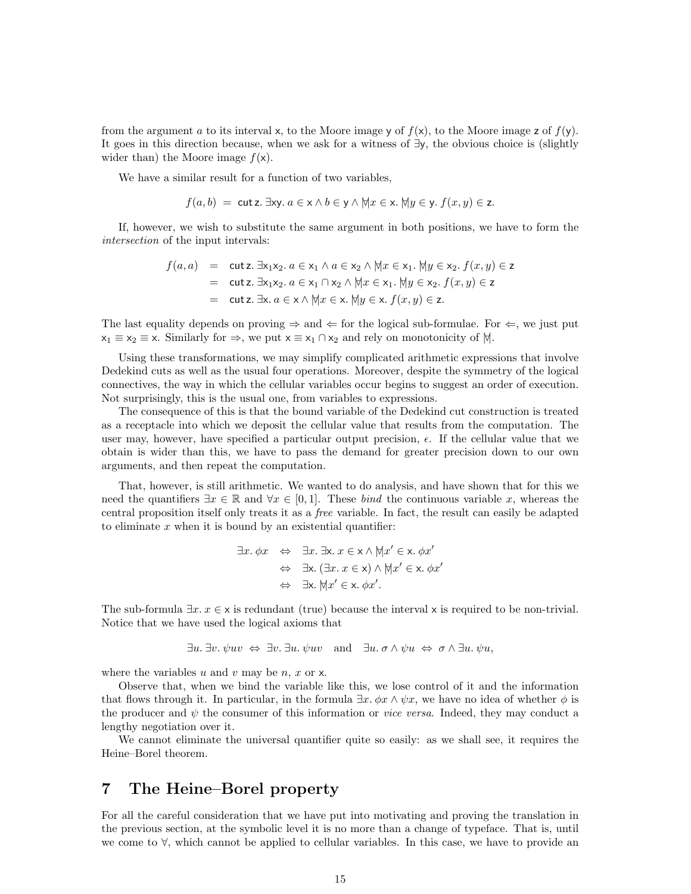from the argument $a$ to its interval $\mathsf{x}$, to the Moore image $\mathsf{y}$ of $f(\mathsf{x})$, to the Moore image $\mathsf{z}$ of $f(\mathsf{y})$. It goes in this direction because, when we ask for a witness of $\exists\mathsf{y}$, the obvious choice is (slightly wider than) the Moore image $f(\mathsf{x})$.

We have a similar result for a function of two variables,

$$f(a,b) \;=\; \mathsf{cut}\,\mathsf{z}.\ \exists\mathsf{xy}.\ a \in \mathsf{x} \wedge b \in \mathsf{y} \wedge \mathbin{\forall\!\!\!\forall} x \in \mathsf{x}.\ \mathbin{\forall\!\!\!\forall} y \in \mathsf{y}.\ f(x,y) \in \mathsf{z}.$$

If, however, we wish to substitute the same argument in both positions, we have to form the *intersection* of the input intervals:

$$\begin{aligned} f(a,a) &= \mathsf{cut}\,\mathsf{z}.\ \exists\mathsf{x}_1\mathsf{x}_2.\ a \in \mathsf{x}_1 \wedge a \in \mathsf{x}_2 \wedge \mathbin{\forall\!\!\!\forall} x \in \mathsf{x}_1.\ \mathbin{\forall\!\!\!\forall} y \in \mathsf{x}_2.\ f(x,y) \in \mathsf{z} \\ &= \mathsf{cut}\,\mathsf{z}.\ \exists\mathsf{x}_1\mathsf{x}_2.\ a \in \mathsf{x}_1 \cap \mathsf{x}_2 \wedge \mathbin{\forall\!\!\!\forall} x \in \mathsf{x}_1.\ \mathbin{\forall\!\!\!\forall} y \in \mathsf{x}_2.\ f(x,y) \in \mathsf{z} \\ &= \mathsf{cut}\,\mathsf{z}.\ \exists\mathsf{x}.\ a \in \mathsf{x} \wedge \mathbin{\forall\!\!\!\forall} x \in \mathsf{x}.\ \mathbin{\forall\!\!\!\forall} y \in \mathsf{x}.\ f(x,y) \in \mathsf{z}. \end{aligned}$$

The last equality depends on proving $\Rightarrow$ and $\Leftarrow$ for the logical sub-formulae. For $\Leftarrow$, we just put $\mathsf{x}_1 \equiv \mathsf{x}_2 \equiv \mathsf{x}$. Similarly for $\Rightarrow$, we put $\mathsf{x} \equiv \mathsf{x}_1 \cap \mathsf{x}_2$ and rely on monotonicity of $\mathbin{\forall\!\!\!\forall}$.

Using these transformations, we may simplify complicated arithmetic expressions that involve Dedekind cuts as well as the usual four operations. Moreover, despite the symmetry of the logical connectives, the way in which the cellular variables occur begins to suggest an order of execution. Not surprisingly, this is the usual one, from variables to expressions.

The consequence of this is that the bound variable of the Dedekind cut construction is treated as a receptacle into which we deposit the cellular value that results from the computation. The user may, however, have specified a particular output precision, $\epsilon$. If the cellular value that we obtain is wider than this, we have to pass the demand for greater precision down to our own arguments, and then repeat the computation.

That, however, is still arithmetic. We wanted to do analysis, and have shown that for this we need the quantifiers $\exists x \in \mathbb{R}$ and $\forall x \in [0,1]$. These *bind* the continuous variable $x$, whereas the central proposition itself only treats it as a *free* variable. In fact, the result can easily be adapted to eliminate $x$ when it is bound by an existential quantifier:

$$\begin{aligned} \exists x.\ \phi x &\Leftrightarrow \exists x.\ \exists\mathsf{x}.\ x \in \mathsf{x} \wedge \mathbin{\forall\!\!\!\forall} x' \in \mathsf{x}.\ \phi x' \\ &\Leftrightarrow \exists\mathsf{x}.\ (\exists x.\ x \in \mathsf{x}) \wedge \mathbin{\forall\!\!\!\forall} x' \in \mathsf{x}.\ \phi x' \\ &\Leftrightarrow \exists\mathsf{x}.\ \mathbin{\forall\!\!\!\forall} x' \in \mathsf{x}.\ \phi x'. \end{aligned}$$

The sub-formula $\exists x.\ x \in \mathsf{x}$ is redundant (true) because the interval $\mathsf{x}$ is required to be non-trivial. Notice that we have used the logical axioms that

$$\exists u.\ \exists v.\ \psi uv \;\Leftrightarrow\; \exists v.\ \exists u.\ \psi uv \quad \text{and} \quad \exists u.\ \sigma \wedge \psi u \;\Leftrightarrow\; \sigma \wedge \exists u.\ \psi u,$$

where the variables $u$ and $v$ may be $n$, $x$ or $\mathsf{x}$.

Observe that, when we bind the variable like this, we lose control of it and the information that flows through it. In particular, in the formula $\exists x.\ \phi x \wedge \psi x$, we have no idea of whether $\phi$ is the producer and $\psi$ the consumer of this information or *vice versa*. Indeed, they may conduct a lengthy negotiation over it.

We cannot eliminate the universal quantifier quite so easily: as we shall see, it requires the Heine–Borel theorem.

## 7 The Heine–Borel property

For all the careful consideration that we have put into motivating and proving the translation in the previous section, at the symbolic level it is no more than a change of typeface. That is, until we come to $\forall$, which cannot be applied to cellular variables. In this case, we have to provide an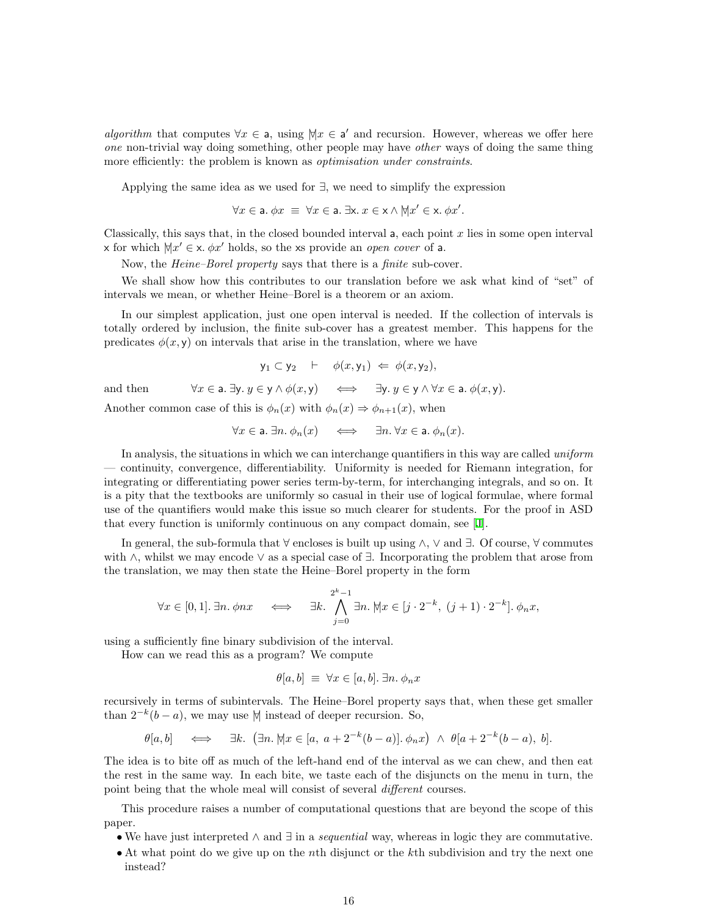*algorithm* that computes $\forall x \in \mathsf{a}$, using $\forall\!\!\!\!\!\not\;\, x \in \mathsf{a}'$ and recursion. However, whereas we offer here *one* non-trivial way doing something, other people may have *other* ways of doing the same thing more efficiently: the problem is known as *optimisation under constraints*.

Applying the same idea as we used for $\exists$, we need to simplify the expression

$$\forall x \in \mathsf{a}.\, \phi x \;\equiv\; \forall x \in \mathsf{a}.\, \exists \mathsf{x}.\, x \in \mathsf{x} \wedge \forall\!\!\!\!\!\not\;\, x' \in \mathsf{x}.\, \phi x'.$$

Classically, this says that, in the closed bounded interval $\mathsf{a}$, each point $x$ lies in some open interval $\mathsf{x}$ for which $\forall\!\!\!\!\!\not\;\, x' \in \mathsf{x}.\, \phi x'$ holds, so the $\mathsf{x}$s provide an *open cover* of $\mathsf{a}$.

Now, the *Heine–Borel property* says that there is a *finite* sub-cover.

We shall show how this contributes to our translation before we ask what kind of "set" of intervals we mean, or whether Heine–Borel is a theorem or an axiom.

In our simplest application, just one open interval is needed. If the collection of intervals is totally ordered by inclusion, the finite sub-cover has a greatest member. This happens for the predicates $\phi(x, \mathsf{y})$ on intervals that arise in the translation, where we have

$$\mathsf{y}_1 \subset \mathsf{y}_2 \quad \vdash \quad \phi(x, \mathsf{y}_1) \;\Leftarrow\; \phi(x, \mathsf{y}_2),$$

and then $\qquad \forall x \in \mathsf{a}.\, \exists \mathsf{y}.\, y \in \mathsf{y} \wedge \phi(x, \mathsf{y}) \quad \Longleftrightarrow \quad \exists \mathsf{y}.\, y \in \mathsf{y} \wedge \forall x \in \mathsf{a}.\, \phi(x, \mathsf{y}).$

Another common case of this is $\phi_n(x)$ with $\phi_n(x) \Rightarrow \phi_{n+1}(x)$, when

$$\forall x \in \mathsf{a}.\, \exists n.\, \phi_n(x) \quad \Longleftrightarrow \quad \exists n.\, \forall x \in \mathsf{a}.\, \phi_n(x).$$

In analysis, the situations in which we can interchange quantifiers in this way are called *uniform* — continuity, convergence, differentiability. Uniformity is needed for Riemann integration, for integrating or differentiating power series term-by-term, for interchanging integrals, and so on. It is a pity that the textbooks are uniformly so casual in their use of logical formulae, where formal use of the quantifiers would make this issue so much clearer for students. For the proof in ASD that every function is uniformly continuous on any compact domain, see [1].

In general, the sub-formula that $\forall$ encloses is built up using $\wedge$, $\vee$ and $\exists$. Of course, $\forall$ commutes with $\wedge$, whilst we may encode $\vee$ as a special case of $\exists$. Incorporating the problem that arose from the translation, we may then state the Heine–Borel property in the form

$$\forall x \in [0,1].\, \exists n.\, \phi n x \quad \Longleftrightarrow \quad \exists k.\, \bigwedge_{j=0}^{2^k-1} \exists n.\, \forall\!\!\!\!\!\not\;\, x \in [j \cdot 2^{-k},\ (j+1)\cdot 2^{-k}].\, \phi_n x,$$

using a sufficiently fine binary subdivision of the interval.

How can we read this as a program? We compute

$$\theta[a,b] \;\equiv\; \forall x \in [a,b].\, \exists n.\, \phi_n x$$

recursively in terms of subintervals. The Heine–Borel property says that, when these get smaller than $2^{-k}(b-a)$, we may use $\forall\!\!\!\!\!\not\;$ instead of deeper recursion. So,

$$\theta[a,b] \quad \Longleftrightarrow \quad \exists k.\, \left(\exists n.\, \forall\!\!\!\!\!\not\;\, x \in [a,\ a + 2^{-k}(b-a)].\, \phi_n x\right) \;\wedge\; \theta[a + 2^{-k}(b-a),\ b].$$

The idea is to bite off as much of the left-hand end of the interval as we can chew, and then eat the rest in the same way. In each bite, we taste each of the disjuncts on the menu in turn, the point being that the whole meal will consist of several *different* courses.

This procedure raises a number of computational questions that are beyond the scope of this paper.

- We have just interpreted $\wedge$ and $\exists$ in a *sequential* way, whereas in logic they are commutative.
- At what point do we give up on the $n$th disjunct or the $k$th subdivision and try the next one instead?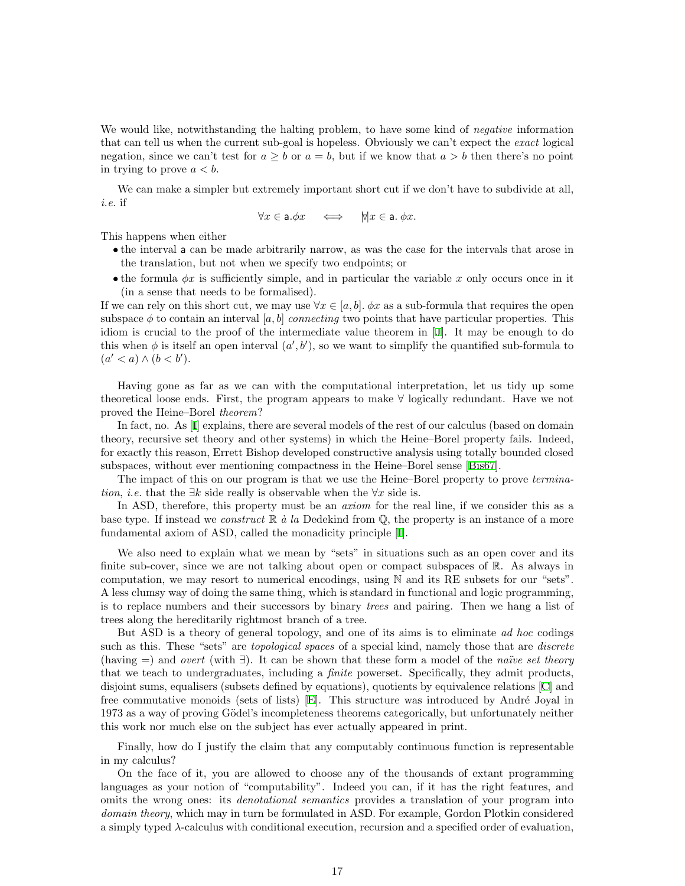We would like, notwithstanding the halting problem, to have some kind of *negative* information that can tell us when the current sub-goal is hopeless. Obviously we can't expect the *exact* logical negation, since we can't test for $a \geq b$ or $a = b$, but if we know that $a > b$ then there's no point in trying to prove $a < b$.

We can make a simpler but extremely important short cut if we don't have to subdivide at all, *i.e.* if

$$\forall x \in \mathsf{a}.\phi x \quad \iff \quad \forall\!\!\!\forall x \in \mathsf{a}.\ \phi x.$$

This happens when either

- the interval $\mathsf{a}$ can be made arbitrarily narrow, as was the case for the intervals that arose in the translation, but not when we specify two endpoints; or
- the formula $\phi x$ is sufficiently simple, and in particular the variable $x$ only occurs once in it (in a sense that needs to be formalised).

If we can rely on this short cut, we may use $\forall x \in [a, b].\ \phi x$ as a sub-formula that requires the open subspace $\phi$ to contain an interval $[a, b]$ *connecting* two points that have particular properties. This idiom is crucial to the proof of the intermediate value theorem in [J]. It may be enough to do this when $\phi$ is itself an open interval $(a', b')$, so we want to simplify the quantified sub-formula to $(a' < a) \wedge (b < b')$.

Having gone as far as we can with the computational interpretation, let us tidy up some theoretical loose ends. First, the program appears to make $\forall$ logically redundant. Have we not proved the Heine–Borel *theorem*?

In fact, no. As [I] explains, there are several models of the rest of our calculus (based on domain theory, recursive set theory and other systems) in which the Heine–Borel property fails. Indeed, for exactly this reason, Errett Bishop developed constructive analysis using totally bounded closed subspaces, without ever mentioning compactness in the Heine–Borel sense [Bis67].

The impact of this on our program is that we use the Heine–Borel property to prove *termination*, *i.e.* that the $\exists k$ side really is observable when the $\forall x$ side is.

In ASD, therefore, this property must be an *axiom* for the real line, if we consider this as a base type. If instead we *construct* $\mathbb{R}$ *à la* Dedekind from $\mathbb{Q}$, the property is an instance of a more fundamental axiom of ASD, called the monadicity principle [I].

We also need to explain what we mean by "sets" in situations such as an open cover and its finite sub-cover, since we are not talking about open or compact subspaces of $\mathbb{R}$. As always in computation, we may resort to numerical encodings, using $\mathbb{N}$ and its RE subsets for our "sets". A less clumsy way of doing the same thing, which is standard in functional and logic programming, is to replace numbers and their successors by binary *trees* and pairing. Then we hang a list of trees along the hereditarily rightmost branch of a tree.

But ASD is a theory of general topology, and one of its aims is to eliminate *ad hoc* codings such as this. These "sets" are *topological spaces* of a special kind, namely those that are *discrete* (having $=$) and *overt* (with $\exists$). It can be shown that these form a model of the *naïve set theory* that we teach to undergraduates, including a *finite* powerset. Specifically, they admit products, disjoint sums, equalisers (subsets defined by equations), quotients by equivalence relations [C] and free commutative monoids (sets of lists) [E]. This structure was introduced by André Joyal in 1973 as a way of proving Gödel's incompleteness theorems categorically, but unfortunately neither this work nor much else on the subject has ever actually appeared in print.

Finally, how do I justify the claim that any computably continuous function is representable in my calculus?

On the face of it, you are allowed to choose any of the thousands of extant programming languages as your notion of "computability". Indeed you can, if it has the right features, and omits the wrong ones: its *denotational semantics* provides a translation of your program into *domain theory*, which may in turn be formulated in ASD. For example, Gordon Plotkin considered a simply typed $\lambda$-calculus with conditional execution, recursion and a specified order of evaluation,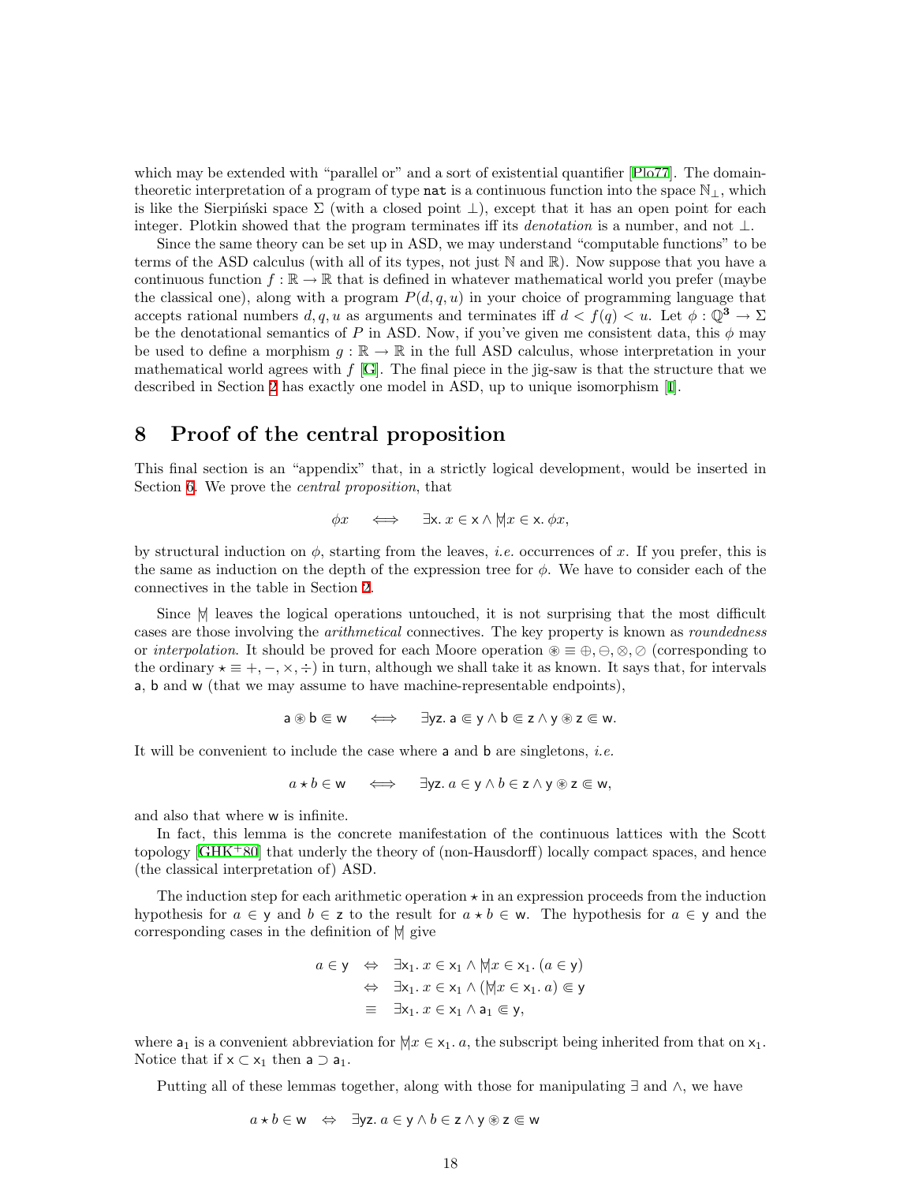which may be extended with "parallel or" and a sort of existential quantifier [Plo77]. The domain-theoretic interpretation of a program of type `nat` is a continuous function into the space $\mathbb{N}_\perp$, which is like the Sierpiński space $\Sigma$ (with a closed point $\perp$), except that it has an open point for each integer. Plotkin showed that the program terminates iff its *denotation* is a number, and not $\perp$.

Since the same theory can be set up in ASD, we may understand "computable functions" to be terms of the ASD calculus (with all of its types, not just $\mathbb{N}$ and $\mathbb{R}$). Now suppose that you have a continuous function $f : \mathbb{R} \to \mathbb{R}$ that is defined in whatever mathematical world you prefer (maybe the classical one), along with a program $P(d, q, u)$ in your choice of programming language that accepts rational numbers $d, q, u$ as arguments and terminates iff $d < f(q) < u$. Let $\phi : \mathbb{Q}^3 \to \Sigma$ be the denotational semantics of $P$ in ASD. Now, if you've given me consistent data, this $\phi$ may be used to define a morphism $g : \mathbb{R} \to \mathbb{R}$ in the full ASD calculus, whose interpretation in your mathematical world agrees with $f$ [G]. The final piece in the jig-saw is that the structure that we described in Section 2 has exactly one model in ASD, up to unique isomorphism [I].

# 8 Proof of the central proposition

This final section is an "appendix" that, in a strictly logical development, would be inserted in Section 6. We prove the *central proposition*, that

$$\phi x \quad \Longleftrightarrow \quad \exists \mathsf{x}.\ x \in \mathsf{x} \wedge \forall\!\!\!\forall x \in \mathsf{x}.\ \phi x,$$

by structural induction on $\phi$, starting from the leaves, *i.e.* occurrences of $x$. If you prefer, this is the same as induction on the depth of the expression tree for $\phi$. We have to consider each of the connectives in the table in Section 2.

Since $\forall\!\!\!\forall$ leaves the logical operations untouched, it is not surprising that the most difficult cases are those involving the *arithmetical* connectives. The key property is known as *roundedness* or *interpolation*. It should be proved for each Moore operation $\circledast \equiv \oplus, \ominus, \otimes, \oslash$ (corresponding to the ordinary $\star \equiv +, -, \times, \div$) in turn, although we shall take it as known. It says that, for intervals $\mathsf{a}$, $\mathsf{b}$ and $\mathsf{w}$ (that we may assume to have machine-representable endpoints),

$$\mathsf{a} \circledast \mathsf{b} \Subset \mathsf{w} \quad \Longleftrightarrow \quad \exists \mathsf{yz}.\ \mathsf{a} \Subset \mathsf{y} \wedge \mathsf{b} \Subset \mathsf{z} \wedge \mathsf{y} \circledast \mathsf{z} \Subset \mathsf{w}.$$

It will be convenient to include the case where $\mathsf{a}$ and $\mathsf{b}$ are singletons, *i.e.*

$$a \star b \in \mathsf{w} \quad \Longleftrightarrow \quad \exists \mathsf{yz}.\ a \in \mathsf{y} \wedge b \in \mathsf{z} \wedge \mathsf{y} \circledast \mathsf{z} \Subset \mathsf{w},$$

and also that where $\mathsf{w}$ is infinite.

In fact, this lemma is the concrete manifestation of the continuous lattices with the Scott topology [GHK+80] that underly the theory of (non-Hausdorff) locally compact spaces, and hence (the classical interpretation of) ASD.

The induction step for each arithmetic operation $\star$ in an expression proceeds from the induction hypothesis for $a \in \mathsf{y}$ and $b \in \mathsf{z}$ to the result for $a \star b \in \mathsf{w}$. The hypothesis for $a \in \mathsf{y}$ and the corresponding cases in the definition of $\forall\!\!\!\forall$ give

$$\begin{aligned} a \in \mathsf{y} \quad &\Leftrightarrow \quad \exists \mathsf{x}_1.\ x \in \mathsf{x}_1 \wedge \forall\!\!\!\forall x \in \mathsf{x}_1.\ (a \in \mathsf{y}) \\ &\Leftrightarrow \quad \exists \mathsf{x}_1.\ x \in \mathsf{x}_1 \wedge (\forall\!\!\!\forall x \in \mathsf{x}_1.\ a) \Subset \mathsf{y} \\ &\equiv \quad \exists \mathsf{x}_1.\ x \in \mathsf{x}_1 \wedge \mathsf{a}_1 \Subset \mathsf{y}, \end{aligned}$$

where $\mathsf{a}_1$ is a convenient abbreviation for $\forall\!\!\!\forall x \in \mathsf{x}_1.\ a$, the subscript being inherited from that on $\mathsf{x}_1$. Notice that if $\mathsf{x} \subset \mathsf{x}_1$ then $\mathsf{a} \supset \mathsf{a}_1$.

Putting all of these lemmas together, along with those for manipulating $\exists$ and $\wedge$, we have

$$a \star b \in \mathsf{w} \quad \Leftrightarrow \quad \exists \mathsf{yz}.\ a \in \mathsf{y} \wedge b \in \mathsf{z} \wedge \mathsf{y} \circledast \mathsf{z} \Subset \mathsf{w}$$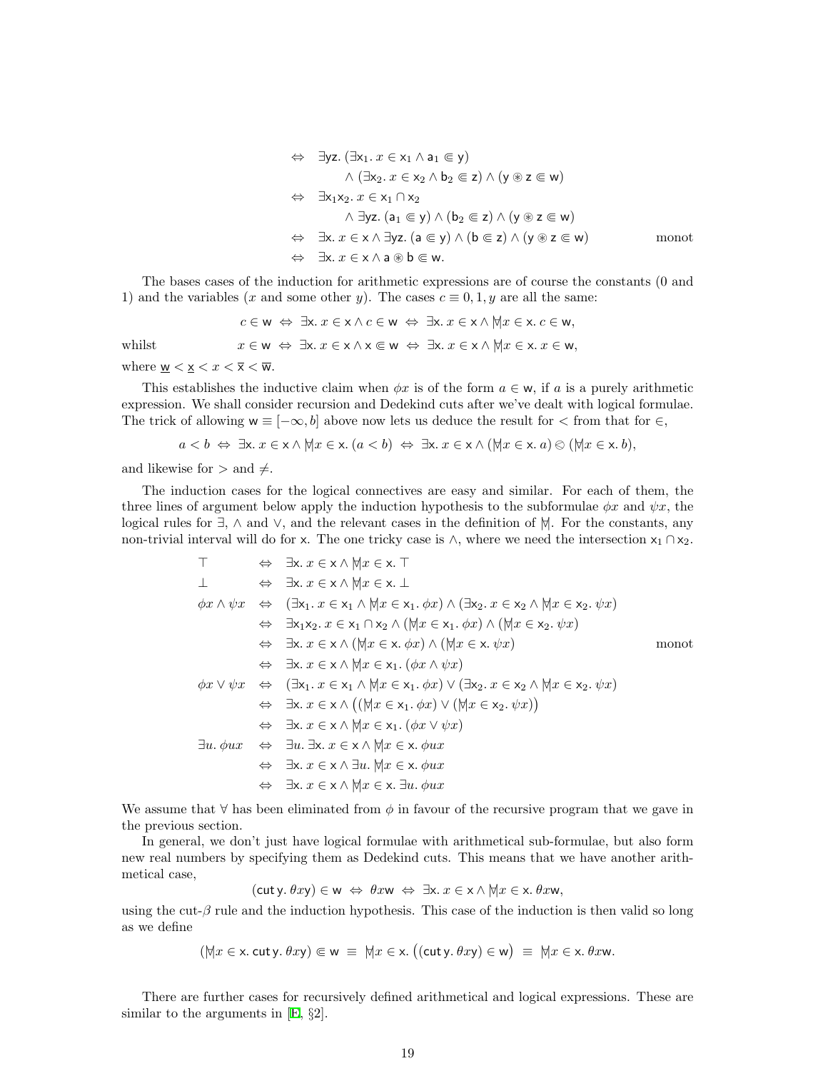$$
\begin{aligned}
&\Leftrightarrow \quad \exists \mathsf{yz}.\ (\exists \mathsf{x}_1.\ x \in \mathsf{x}_1 \wedge \mathsf{a}_1 \Subset \mathsf{y}) \\
&\qquad\qquad \wedge (\exists \mathsf{x}_2.\ x \in \mathsf{x}_2 \wedge \mathsf{b}_2 \Subset \mathsf{z}) \wedge (\mathsf{y} \circledast \mathsf{z} \Subset \mathsf{w}) \\
&\Leftrightarrow \quad \exists \mathsf{x}_1\mathsf{x}_2.\ x \in \mathsf{x}_1 \cap \mathsf{x}_2 \\
&\qquad\qquad \wedge \exists \mathsf{yz}.\ (\mathsf{a}_1 \Subset \mathsf{y}) \wedge (\mathsf{b}_2 \Subset \mathsf{z}) \wedge (\mathsf{y} \circledast \mathsf{z} \Subset \mathsf{w}) \\
&\Leftrightarrow \quad \exists \mathsf{x}.\ x \in \mathsf{x} \wedge \exists \mathsf{yz}.\ (\mathsf{a} \Subset \mathsf{y}) \wedge (\mathsf{b} \Subset \mathsf{z}) \wedge (\mathsf{y} \circledast \mathsf{z} \Subset \mathsf{w}) \qquad \text{monot} \\
&\Leftrightarrow \quad \exists \mathsf{x}.\ x \in \mathsf{x} \wedge \mathsf{a} \circledast \mathsf{b} \Subset \mathsf{w}.
\end{aligned}
$$

The bases cases of the induction for arithmetic expressions are of course the constants (0 and 1) and the variables ($x$ and some other $y$). The cases $c \equiv 0, 1, y$ are all the same:

$$c \in \mathsf{w} \;\Leftrightarrow\; \exists \mathsf{x}.\ x \in \mathsf{x} \wedge c \in \mathsf{w} \;\Leftrightarrow\; \exists \mathsf{x}.\ x \in \mathsf{x} \wedge \forall\!\!\!\forall x \in \mathsf{x}.\ c \in \mathsf{w},$$

whilst

$$x \in \mathsf{w} \;\Leftrightarrow\; \exists \mathsf{x}.\ x \in \mathsf{x} \wedge \mathsf{x} \Subset \mathsf{w} \;\Leftrightarrow\; \exists \mathsf{x}.\ x \in \mathsf{x} \wedge \forall\!\!\!\forall x \in \mathsf{x}.\ x \in \mathsf{w},$$

where $\underline{\mathsf{w}} < \underline{\mathsf{x}} < x < \overline{\mathsf{x}} < \overline{\mathsf{w}}$.

This establishes the inductive claim when $\phi x$ is of the form $a \in \mathsf{w}$, if $a$ is a purely arithmetic expression. We shall consider recursion and Dedekind cuts after we've dealt with logical formulae. The trick of allowing $\mathsf{w} \equiv [-\infty, b]$ above now lets us deduce the result for $<$ from that for $\in$,

$$a < b \;\Leftrightarrow\; \exists \mathsf{x}.\ x \in \mathsf{x} \wedge \forall\!\!\!\forall x \in \mathsf{x}.\ (a < b) \;\Leftrightarrow\; \exists \mathsf{x}.\ x \in \mathsf{x} \wedge (\forall\!\!\!\forall x \in \mathsf{x}.\ a) \otimes (\forall\!\!\!\forall x \in \mathsf{x}.\ b),$$

and likewise for $>$ and $\neq$.

The induction cases for the logical connectives are easy and similar. For each of them, the three lines of argument below apply the induction hypothesis to the subformulae $\phi x$ and $\psi x$, the logical rules for $\exists$, $\wedge$ and $\vee$, and the relevant cases in the definition of $\forall\!\!\!\forall$. For the constants, any non-trivial interval will do for $\mathsf{x}$. The one tricky case is $\wedge$, where we need the intersection $\mathsf{x}_1 \cap \mathsf{x}_2$.

$$
\begin{array}{lcll}
\top & \Leftrightarrow & \exists \mathsf{x}.\ x \in \mathsf{x} \wedge \forall\!\!\!\forall x \in \mathsf{x}.\ \top & \\
\bot & \Leftrightarrow & \exists \mathsf{x}.\ x \in \mathsf{x} \wedge \forall\!\!\!\forall x \in \mathsf{x}.\ \bot & \\
\phi x \wedge \psi x & \Leftrightarrow & (\exists \mathsf{x}_1.\ x \in \mathsf{x}_1 \wedge \forall\!\!\!\forall x \in \mathsf{x}_1.\ \phi x) \wedge (\exists \mathsf{x}_2.\ x \in \mathsf{x}_2 \wedge \forall\!\!\!\forall x \in \mathsf{x}_2.\ \psi x) & \\
& \Leftrightarrow & \exists \mathsf{x}_1\mathsf{x}_2.\ x \in \mathsf{x}_1 \cap \mathsf{x}_2 \wedge (\forall\!\!\!\forall x \in \mathsf{x}_1.\ \phi x) \wedge (\forall\!\!\!\forall x \in \mathsf{x}_2.\ \psi x) & \\
& \Leftrightarrow & \exists \mathsf{x}.\ x \in \mathsf{x} \wedge (\forall\!\!\!\forall x \in \mathsf{x}.\ \phi x) \wedge (\forall\!\!\!\forall x \in \mathsf{x}.\ \psi x) & \text{monot} \\
& \Leftrightarrow & \exists \mathsf{x}.\ x \in \mathsf{x} \wedge \forall\!\!\!\forall x \in \mathsf{x}_1.\ (\phi x \wedge \psi x) & \\
\phi x \vee \psi x & \Leftrightarrow & (\exists \mathsf{x}_1.\ x \in \mathsf{x}_1 \wedge \forall\!\!\!\forall x \in \mathsf{x}_1.\ \phi x) \vee (\exists \mathsf{x}_2.\ x \in \mathsf{x}_2 \wedge \forall\!\!\!\forall x \in \mathsf{x}_2.\ \psi x) & \\
& \Leftrightarrow & \exists \mathsf{x}.\ x \in \mathsf{x} \wedge \big((\forall\!\!\!\forall x \in \mathsf{x}_1.\ \phi x) \vee (\forall\!\!\!\forall x \in \mathsf{x}_2.\ \psi x)\big) & \\
& \Leftrightarrow & \exists \mathsf{x}.\ x \in \mathsf{x} \wedge \forall\!\!\!\forall x \in \mathsf{x}_1.\ (\phi x \vee \psi x) & \\
\exists u.\ \phi u x & \Leftrightarrow & \exists u.\ \exists \mathsf{x}.\ x \in \mathsf{x} \wedge \forall\!\!\!\forall x \in \mathsf{x}.\ \phi u x & \\
& \Leftrightarrow & \exists \mathsf{x}.\ x \in \mathsf{x} \wedge \exists u.\ \forall\!\!\!\forall x \in \mathsf{x}.\ \phi u x & \\
& \Leftrightarrow & \exists \mathsf{x}.\ x \in \mathsf{x} \wedge \forall\!\!\!\forall x \in \mathsf{x}.\ \exists u.\ \phi u x &
\end{array}
$$

We assume that $\forall$ has been eliminated from $\phi$ in favour of the recursive program that we gave in the previous section.

In general, we don't just have logical formulae with arithmetical sub-formulae, but also form new real numbers by specifying them as Dedekind cuts. This means that we have another arithmetical case,

$$(\mathsf{cut}\,\mathsf{y}.\ \theta x \mathsf{y}) \in \mathsf{w} \;\Leftrightarrow\; \theta x \mathsf{w} \;\Leftrightarrow\; \exists \mathsf{x}.\ x \in \mathsf{x} \wedge \forall\!\!\!\forall x \in \mathsf{x}.\ \theta x \mathsf{w},$$

using the cut-$\beta$ rule and the induction hypothesis. This case of the induction is then valid so long as we define

$$(\forall\!\!\!\forall x \in \mathsf{x}.\ \mathsf{cut}\,\mathsf{y}.\ \theta x \mathsf{y}) \Subset \mathsf{w} \;\equiv\; \forall\!\!\!\forall x \in \mathsf{x}.\ \big((\mathsf{cut}\,\mathsf{y}.\ \theta x \mathsf{y}) \in \mathsf{w}\big) \;\equiv\; \forall\!\!\!\forall x \in \mathsf{x}.\ \theta x \mathsf{w}.$$

There are further cases for recursively defined arithmetical and logical expressions. These are similar to the arguments in [E, §2].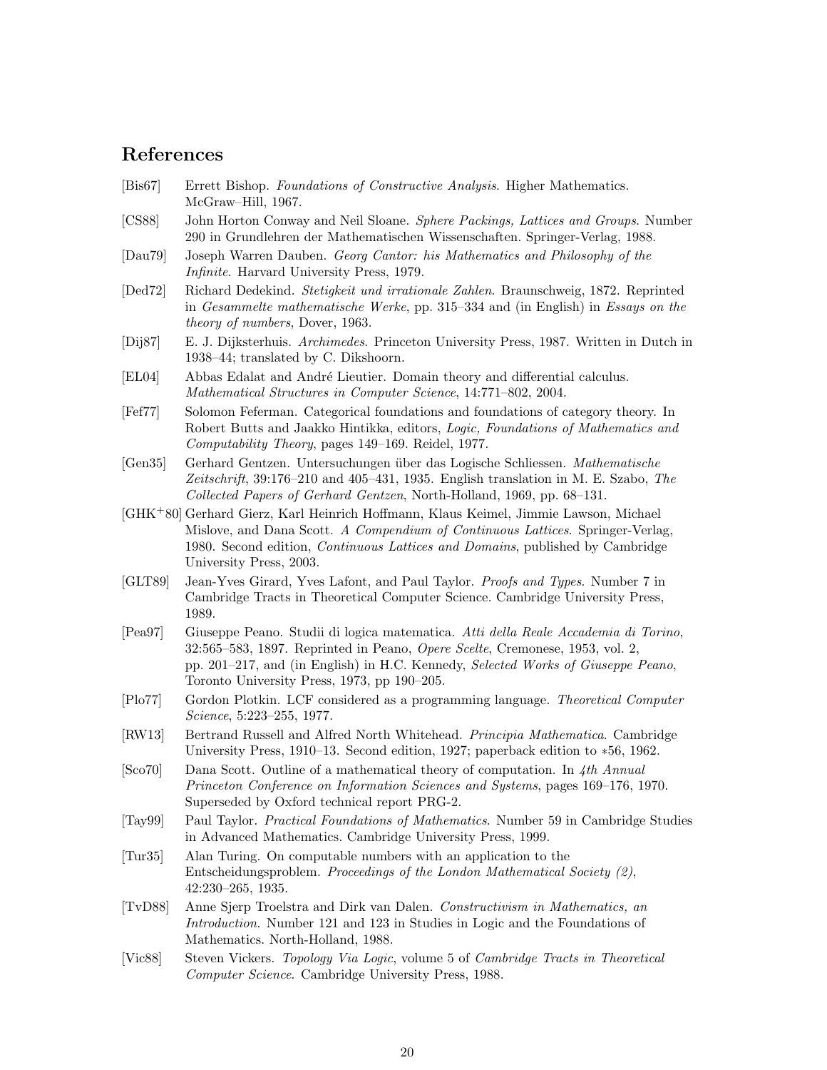## References

[Bis67] Errett Bishop. *Foundations of Constructive Analysis*. Higher Mathematics. McGraw–Hill, 1967.

[CS88] John Horton Conway and Neil Sloane. *Sphere Packings, Lattices and Groups*. Number 290 in Grundlehren der Mathematischen Wissenschaften. Springer-Verlag, 1988.

[Dau79] Joseph Warren Dauben. *Georg Cantor: his Mathematics and Philosophy of the Infinite*. Harvard University Press, 1979.

[Ded72] Richard Dedekind. *Stetigkeit und irrationale Zahlen*. Braunschweig, 1872. Reprinted in *Gesammelte mathematische Werke*, pp. 315–334 and (in English) in *Essays on the theory of numbers*, Dover, 1963.

[Dij87] E. J. Dijksterhuis. *Archimedes.* Princeton University Press, 1987. Written in Dutch in 1938–44; translated by C. Dikshoorn.

[EL04] Abbas Edalat and André Lieutier. Domain theory and differential calculus. *Mathematical Structures in Computer Science*, 14:771–802, 2004.

[Fef77] Solomon Feferman. Categorical foundations and foundations of category theory. In Robert Butts and Jaakko Hintikka, editors, *Logic, Foundations of Mathematics and Computability Theory*, pages 149–169. Reidel, 1977.

[Gen35] Gerhard Gentzen. Untersuchungen über das Logische Schliessen. *Mathematische Zeitschrift*, 39:176–210 and 405–431, 1935. English translation in M. E. Szabo, *The Collected Papers of Gerhard Gentzen*, North-Holland, 1969, pp. 68–131.

[GHK+80] Gerhard Gierz, Karl Heinrich Hoffmann, Klaus Keimel, Jimmie Lawson, Michael Mislove, and Dana Scott. *A Compendium of Continuous Lattices*. Springer-Verlag, 1980. Second edition, *Continuous Lattices and Domains*, published by Cambridge University Press, 2003.

[GLT89] Jean-Yves Girard, Yves Lafont, and Paul Taylor. *Proofs and Types*. Number 7 in Cambridge Tracts in Theoretical Computer Science. Cambridge University Press, 1989.

[Pea97] Giuseppe Peano. Studii di logica matematica. *Atti della Reale Accademia di Torino*, 32:565–583, 1897. Reprinted in Peano, *Opere Scelte*, Cremonese, 1953, vol. 2, pp. 201–217, and (in English) in H.C. Kennedy, *Selected Works of Giuseppe Peano*, Toronto University Press, 1973, pp 190–205.

[Plo77] Gordon Plotkin. LCF considered as a programming language. *Theoretical Computer Science*, 5:223–255, 1977.

[RW13] Bertrand Russell and Alfred North Whitehead. *Principia Mathematica*. Cambridge University Press, 1910–13. Second edition, 1927; paperback edition to ∗56, 1962.

[Sco70] Dana Scott. Outline of a mathematical theory of computation. In *4th Annual Princeton Conference on Information Sciences and Systems*, pages 169–176, 1970. Superseded by Oxford technical report PRG-2.

[Tay99] Paul Taylor. *Practical Foundations of Mathematics*. Number 59 in Cambridge Studies in Advanced Mathematics. Cambridge University Press, 1999.

[Tur35] Alan Turing. On computable numbers with an application to the Entscheidungsproblem. *Proceedings of the London Mathematical Society (2)*, 42:230–265, 1935.

[TvD88] Anne Sjerp Troelstra and Dirk van Dalen. *Constructivism in Mathematics, an Introduction*. Number 121 and 123 in Studies in Logic and the Foundations of Mathematics. North-Holland, 1988.

[Vic88] Steven Vickers. *Topology Via Logic*, volume 5 of *Cambridge Tracts in Theoretical Computer Science*. Cambridge University Press, 1988.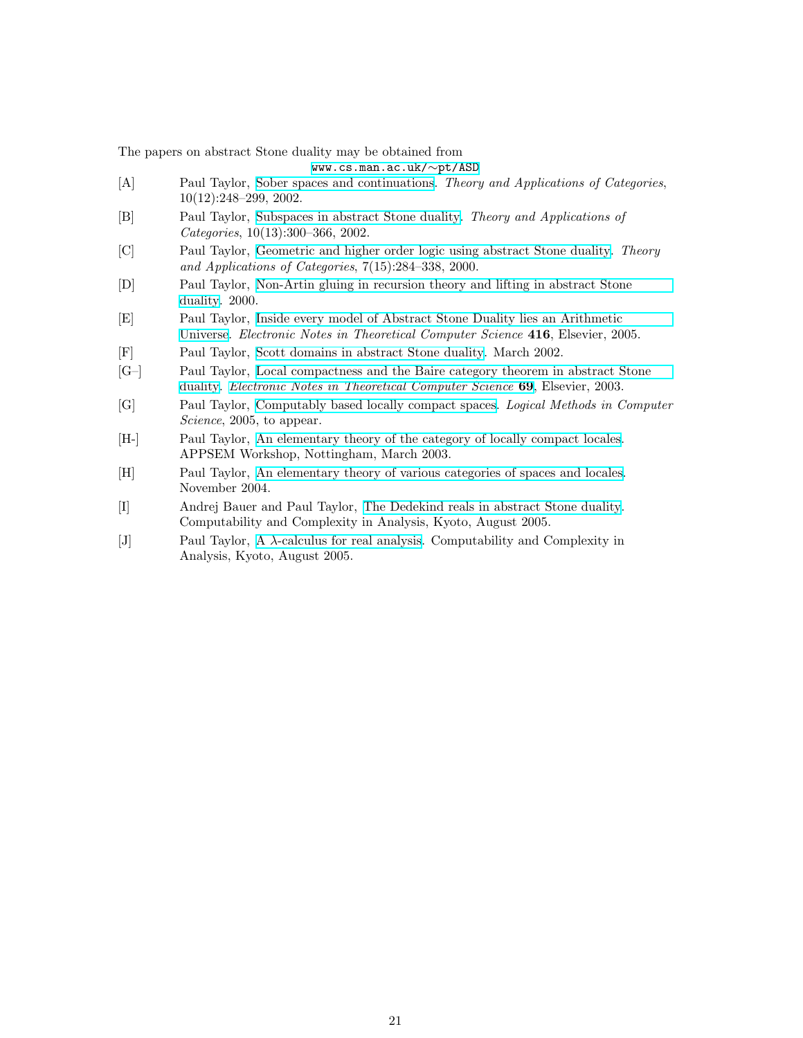The papers on abstract Stone duality may be obtained from

www.cs.man.ac.uk/∼pt/ASD

[A] Paul Taylor, Sober spaces and continuations. *Theory and Applications of Categories*, 10(12):248–299, 2002.

[B] Paul Taylor, Subspaces in abstract Stone duality. *Theory and Applications of Categories*, 10(13):300–366, 2002.

[C] Paul Taylor, Geometric and higher order logic using abstract Stone duality. *Theory and Applications of Categories*, 7(15):284–338, 2000.

[D] Paul Taylor, Non-Artin gluing in recursion theory and lifting in abstract Stone duality. 2000.

[E] Paul Taylor, Inside every model of Abstract Stone Duality lies an Arithmetic Universe. *Electronic Notes in Theoretical Computer Science* **416**, Elsevier, 2005.

[F] Paul Taylor, Scott domains in abstract Stone duality. March 2002.

[G–] Paul Taylor, Local compactness and the Baire category theorem in abstract Stone duality. *Electronic Notes in Theoretical Computer Science* **69**, Elsevier, 2003.

[G] Paul Taylor, Computably based locally compact spaces. *Logical Methods in Computer Science*, 2005, to appear.

[H-] Paul Taylor, An elementary theory of the category of locally compact locales. APPSEM Workshop, Nottingham, March 2003.

[H] Paul Taylor, An elementary theory of various categories of spaces and locales. November 2004.

[I] Andrej Bauer and Paul Taylor, The Dedekind reals in abstract Stone duality. Computability and Complexity in Analysis, Kyoto, August 2005.

[J] Paul Taylor, A $\lambda$-calculus for real analysis. Computability and Complexity in Analysis, Kyoto, August 2005.